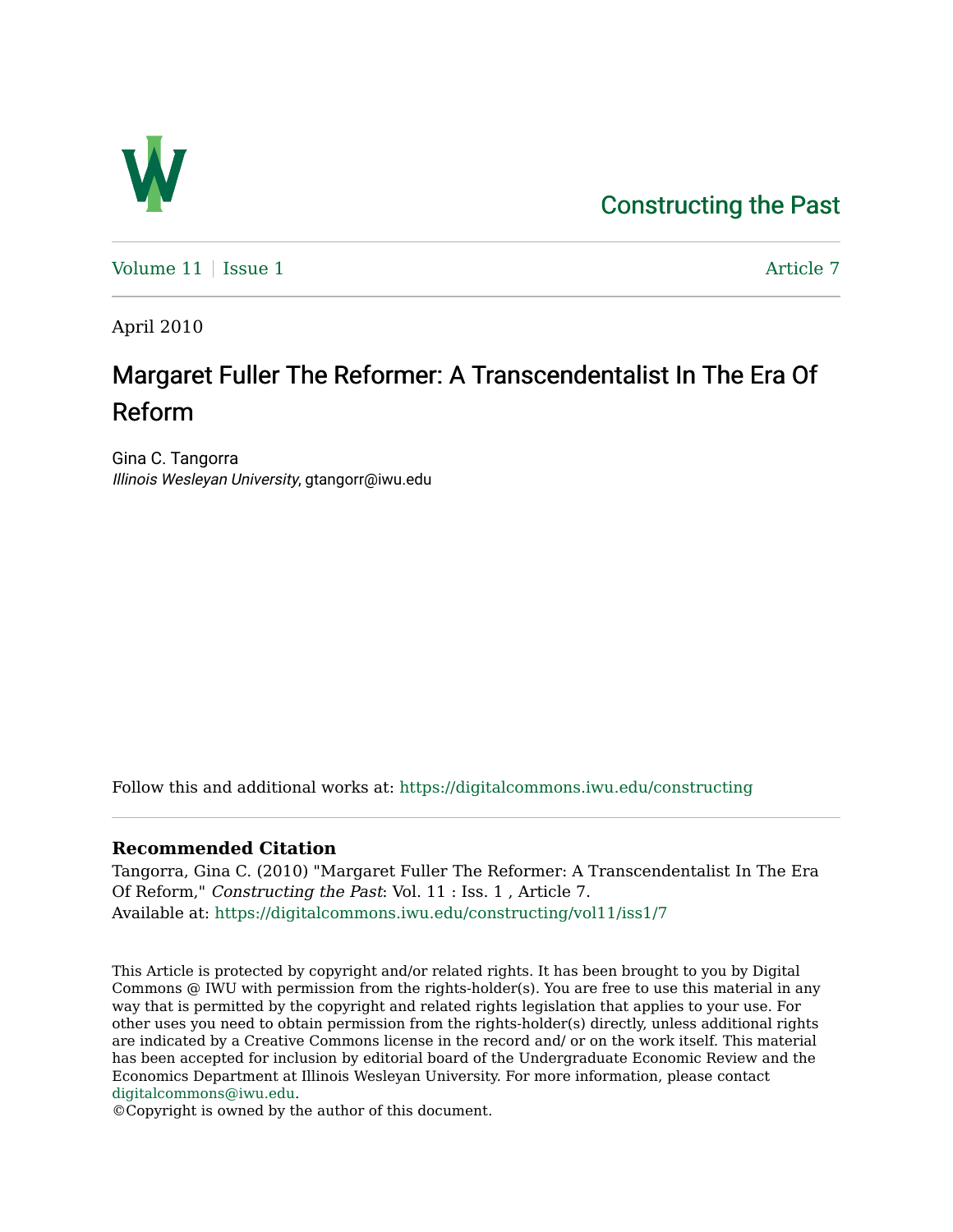Constructing the Past

Volume 11 | Issue 1 Article 7

April 2010

# Margaret Fuller The Reformer: A Transcendentalist In The Era Of Reform

Gina C. Tangorra
*Illinois Wesleyan University*, gtangorr@iwu.edu

Follow this and additional works at: https://digitalcommons.iwu.edu/constructing

**Recommended Citation**
Tangorra, Gina C. (2010) "Margaret Fuller The Reformer: A Transcendentalist In The Era Of Reform," *Constructing the Past*: Vol. 11 : Iss. 1 , Article 7.
Available at: https://digitalcommons.iwu.edu/constructing/vol11/iss1/7

This Article is protected by copyright and/or related rights. It has been brought to you by Digital Commons @ IWU with permission from the rights-holder(s). You are free to use this material in any way that is permitted by the copyright and related rights legislation that applies to your use. For other uses you need to obtain permission from the rights-holder(s) directly, unless additional rights are indicated by a Creative Commons license in the record and/ or on the work itself. This material has been accepted for inclusion by editorial board of the Undergraduate Economic Review and the Economics Department at Illinois Wesleyan University. For more information, please contact digitalcommons@iwu.edu.
©Copyright is owned by the author of this document.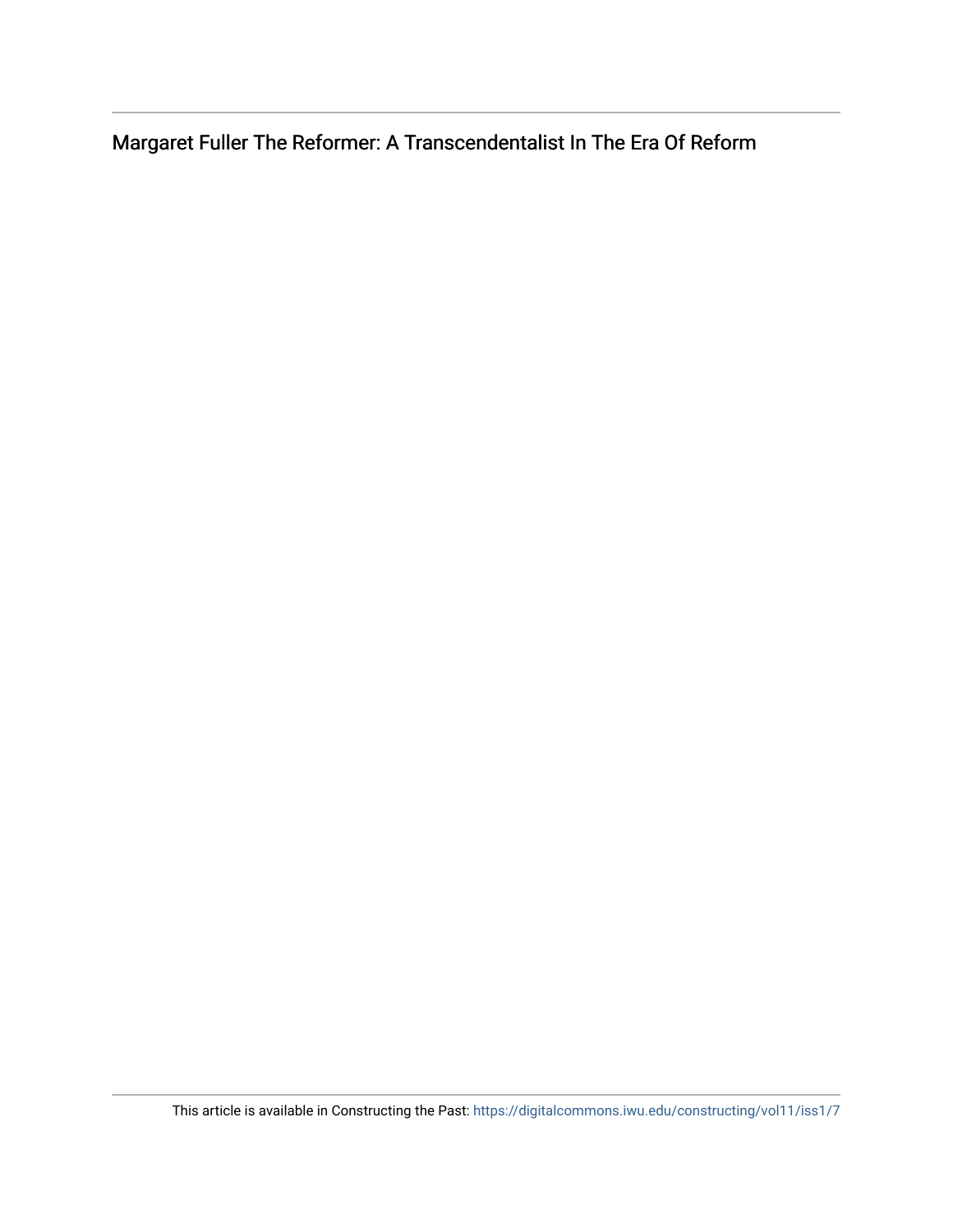Margaret Fuller The Reformer: A Transcendentalist In The Era Of Reform

This article is available in Constructing the Past: https://digitalcommons.iwu.edu/constructing/vol11/iss1/7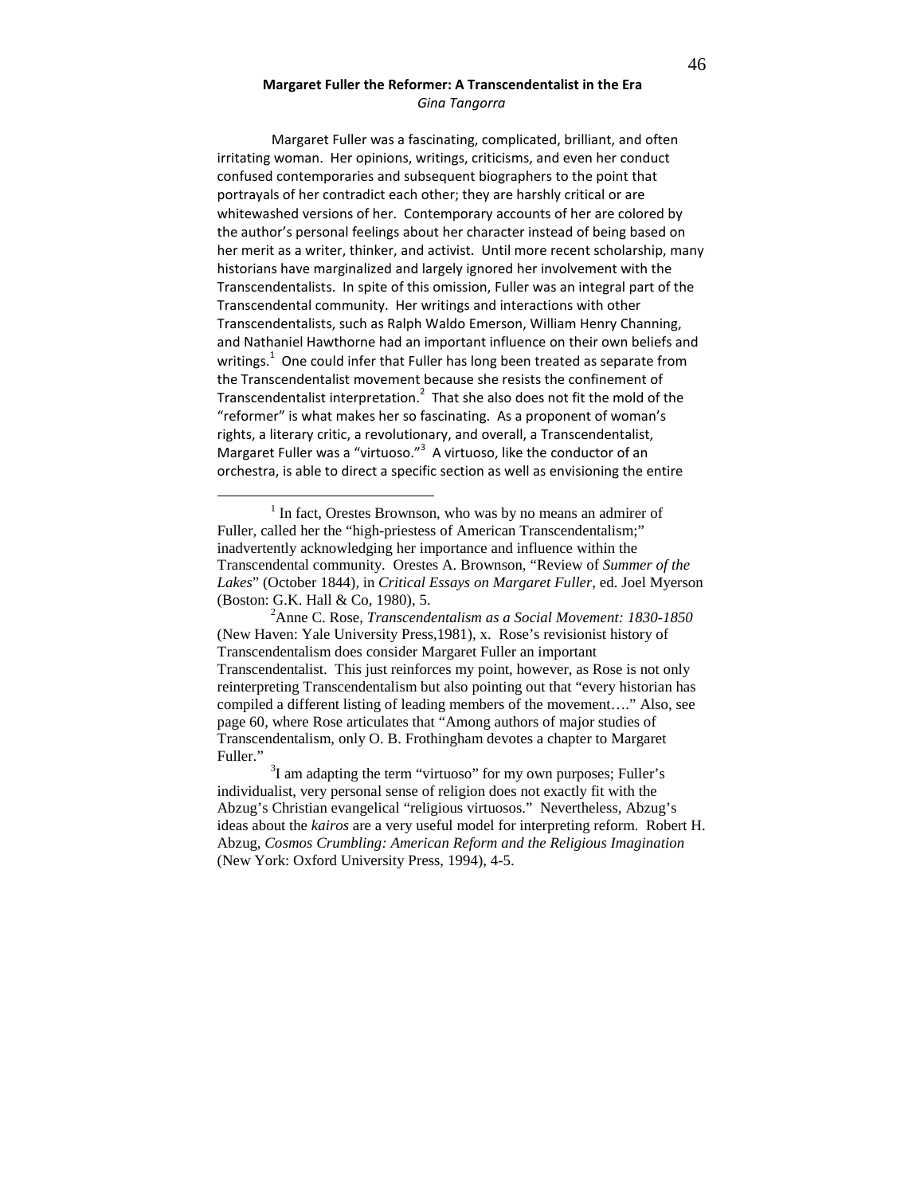**Margaret Fuller the Reformer: A Transcendentalist in the Era**

*Gina Tangorra*

Margaret Fuller was a fascinating, complicated, brilliant, and often irritating woman. Her opinions, writings, criticisms, and even her conduct confused contemporaries and subsequent biographers to the point that portrayals of her contradict each other; they are harshly critical or are whitewashed versions of her. Contemporary accounts of her are colored by the author's personal feelings about her character instead of being based on her merit as a writer, thinker, and activist. Until more recent scholarship, many historians have marginalized and largely ignored her involvement with the Transcendentalists. In spite of this omission, Fuller was an integral part of the Transcendental community. Her writings and interactions with other Transcendentalists, such as Ralph Waldo Emerson, William Henry Channing, and Nathaniel Hawthorne had an important influence on their own beliefs and writings.[1] One could infer that Fuller has long been treated as separate from the Transcendentalist movement because she resists the confinement of Transcendentalist interpretation.[2] That she also does not fit the mold of the "reformer" is what makes her so fascinating. As a proponent of woman's rights, a literary critic, a revolutionary, and overall, a Transcendentalist, Margaret Fuller was a "virtuoso."[3] A virtuoso, like the conductor of an orchestra, is able to direct a specific section as well as envisioning the entire

---

[1] In fact, Orestes Brownson, who was by no means an admirer of Fuller, called her the "high-priestess of American Transcendentalism;" inadvertently acknowledging her importance and influence within the Transcendental community. Orestes A. Brownson, "Review of *Summer of the Lakes*" (October 1844), in *Critical Essays on Margaret Fuller*, ed. Joel Myerson (Boston: G.K. Hall & Co, 1980), 5.

[2] Anne C. Rose, *Transcendentalism as a Social Movement: 1830-1850* (New Haven: Yale University Press,1981), x. Rose's revisionist history of Transcendentalism does consider Margaret Fuller an important Transcendentalist. This just reinforces my point, however, as Rose is not only reinterpreting Transcendentalism but also pointing out that "every historian has compiled a different listing of leading members of the movement…." Also, see page 60, where Rose articulates that "Among authors of major studies of Transcendentalism, only O. B. Frothingham devotes a chapter to Margaret Fuller."

[3] I am adapting the term "virtuoso" for my own purposes; Fuller's individualist, very personal sense of religion does not exactly fit with the Abzug's Christian evangelical "religious virtuosos." Nevertheless, Abzug's ideas about the *kairos* are a very useful model for interpreting reform. Robert H. Abzug, *Cosmos Crumbling: American Reform and the Religious Imagination* (New York: Oxford University Press, 1994), 4-5.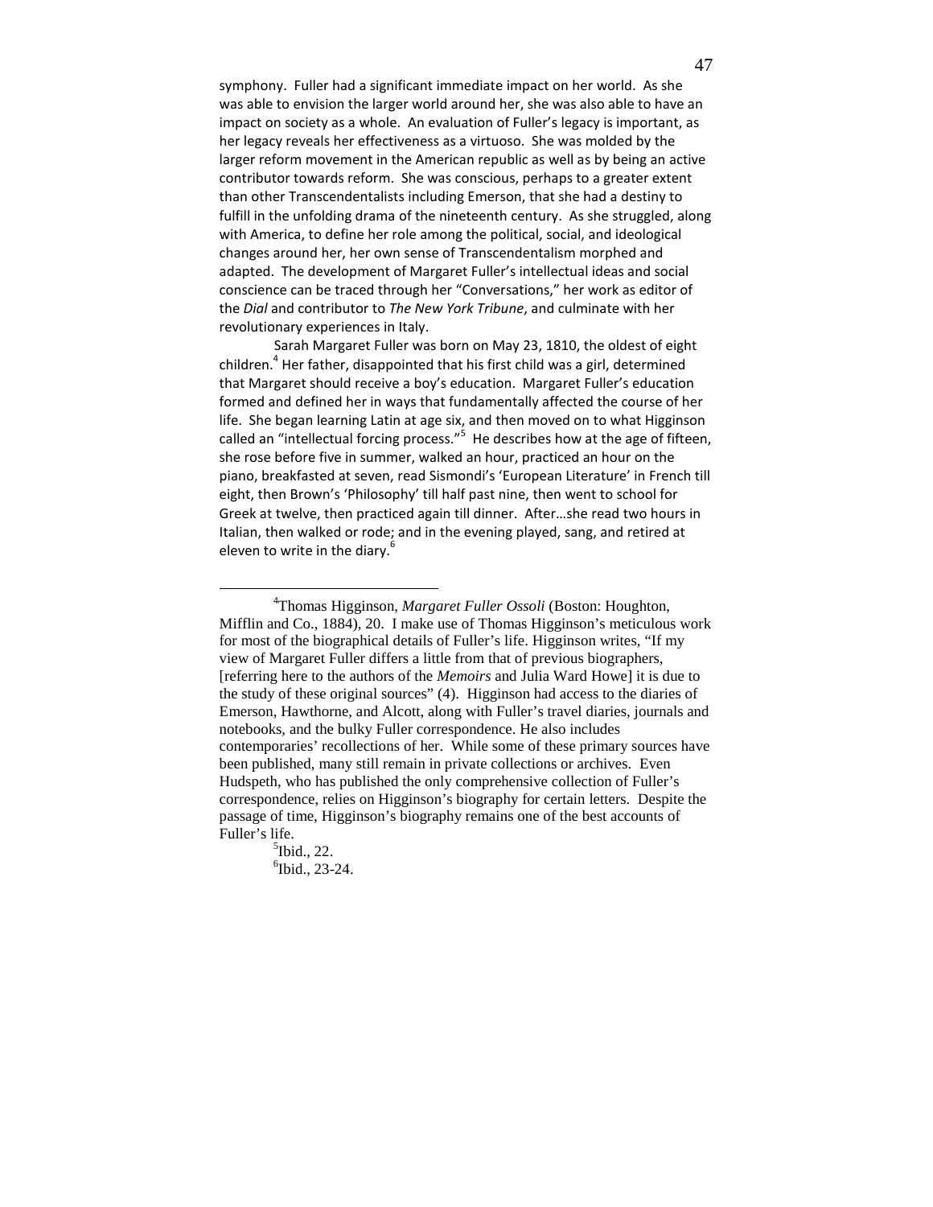symphony. Fuller had a significant immediate impact on her world. As she was able to envision the larger world around her, she was also able to have an impact on society as a whole. An evaluation of Fuller's legacy is important, as her legacy reveals her effectiveness as a virtuoso. She was molded by the larger reform movement in the American republic as well as by being an active contributor towards reform. She was conscious, perhaps to a greater extent than other Transcendentalists including Emerson, that she had a destiny to fulfill in the unfolding drama of the nineteenth century. As she struggled, along with America, to define her role among the political, social, and ideological changes around her, her own sense of Transcendentalism morphed and adapted. The development of Margaret Fuller's intellectual ideas and social conscience can be traced through her "Conversations," her work as editor of the *Dial* and contributor to *The New York Tribune*, and culminate with her revolutionary experiences in Italy.

Sarah Margaret Fuller was born on May 23, 1810, the oldest of eight children.[4] Her father, disappointed that his first child was a girl, determined that Margaret should receive a boy's education. Margaret Fuller's education formed and defined her in ways that fundamentally affected the course of her life. She began learning Latin at age six, and then moved on to what Higginson called an "intellectual forcing process."[5] He describes how at the age of fifteen, she rose before five in summer, walked an hour, practiced an hour on the piano, breakfasted at seven, read Sismondi's 'European Literature' in French till eight, then Brown's 'Philosophy' till half past nine, then went to school for Greek at twelve, then practiced again till dinner. After…she read two hours in Italian, then walked or rode; and in the evening played, sang, and retired at eleven to write in the diary.[6]

---

[4] Thomas Higginson, *Margaret Fuller Ossoli* (Boston: Houghton, Mifflin and Co., 1884), 20. I make use of Thomas Higginson's meticulous work for most of the biographical details of Fuller's life. Higginson writes, "If my view of Margaret Fuller differs a little from that of previous biographers, [referring here to the authors of the *Memoirs* and Julia Ward Howe] it is due to the study of these original sources" (4). Higginson had access to the diaries of Emerson, Hawthorne, and Alcott, along with Fuller's travel diaries, journals and notebooks, and the bulky Fuller correspondence. He also includes contemporaries' recollections of her. While some of these primary sources have been published, many still remain in private collections or archives. Even Hudspeth, who has published the only comprehensive collection of Fuller's correspondence, relies on Higginson's biography for certain letters. Despite the passage of time, Higginson's biography remains one of the best accounts of Fuller's life.

[5] Ibid., 22.

[6] Ibid., 23-24.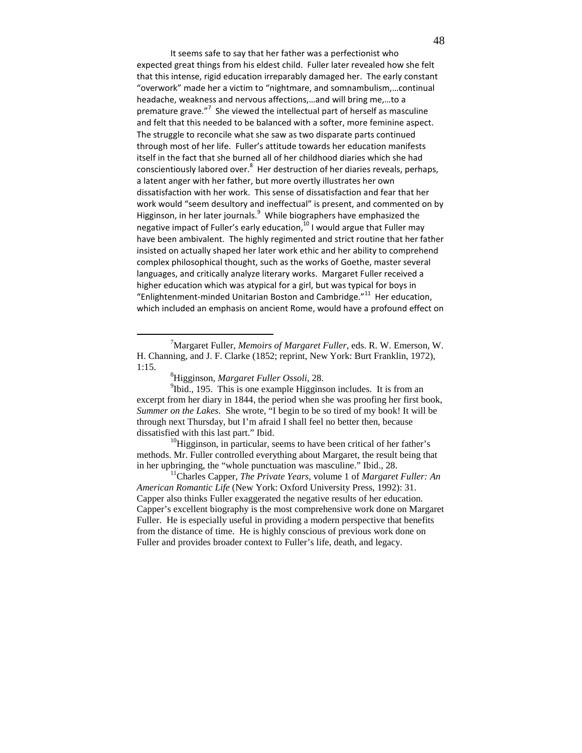It seems safe to say that her father was a perfectionist who expected great things from his eldest child. Fuller later revealed how she felt that this intense, rigid education irreparably damaged her. The early constant "overwork" made her a victim to "nightmare, and somnambulism,…continual headache, weakness and nervous affections,…and will bring me,…to a premature grave."[7] She viewed the intellectual part of herself as masculine and felt that this needed to be balanced with a softer, more feminine aspect. The struggle to reconcile what she saw as two disparate parts continued through most of her life. Fuller's attitude towards her education manifests itself in the fact that she burned all of her childhood diaries which she had conscientiously labored over.[8] Her destruction of her diaries reveals, perhaps, a latent anger with her father, but more overtly illustrates her own dissatisfaction with her work. This sense of dissatisfaction and fear that her work would "seem desultory and ineffectual" is present, and commented on by Higginson, in her later journals.[9] While biographers have emphasized the negative impact of Fuller's early education,[10] I would argue that Fuller may have been ambivalent. The highly regimented and strict routine that her father insisted on actually shaped her later work ethic and her ability to comprehend complex philosophical thought, such as the works of Goethe, master several languages, and critically analyze literary works. Margaret Fuller received a higher education which was atypical for a girl, but was typical for boys in "Enlightenment-minded Unitarian Boston and Cambridge."[11] Her education, which included an emphasis on ancient Rome, would have a profound effect on

---

[7] Margaret Fuller, *Memoirs of Margaret Fuller*, eds. R. W. Emerson, W. H. Channing, and J. F. Clarke (1852; reprint, New York: Burt Franklin, 1972), 1:15.

[8] Higginson, *Margaret Fuller Ossoli*, 28.

[9] Ibid., 195. This is one example Higginson includes. It is from an excerpt from her diary in 1844, the period when she was proofing her first book, *Summer on the Lakes*. She wrote, "I begin to be so tired of my book! It will be through next Thursday, but I'm afraid I shall feel no better then, because dissatisfied with this last part." Ibid.

[10] Higginson, in particular, seems to have been critical of her father's methods. Mr. Fuller controlled everything about Margaret, the result being that in her upbringing, the "whole punctuation was masculine." Ibid., 28.

[11] Charles Capper, *The Private Years*, volume 1 of *Margaret Fuller: An American Romantic Life* (New York: Oxford University Press, 1992): 31. Capper also thinks Fuller exaggerated the negative results of her education. Capper's excellent biography is the most comprehensive work done on Margaret Fuller. He is especially useful in providing a modern perspective that benefits from the distance of time. He is highly conscious of previous work done on Fuller and provides broader context to Fuller's life, death, and legacy.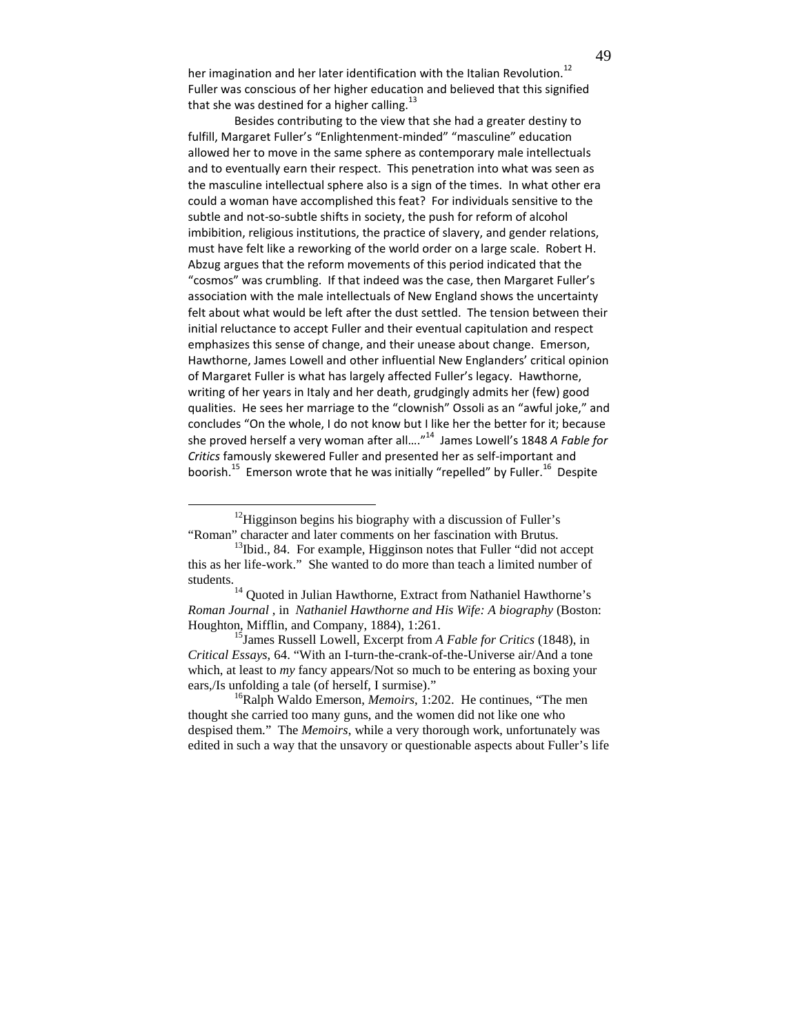her imagination and her later identification with the Italian Revolution.[12] Fuller was conscious of her higher education and believed that this signified that she was destined for a higher calling.[13]

Besides contributing to the view that she had a greater destiny to fulfill, Margaret Fuller's "Enlightenment-minded" "masculine" education allowed her to move in the same sphere as contemporary male intellectuals and to eventually earn their respect. This penetration into what was seen as the masculine intellectual sphere also is a sign of the times. In what other era could a woman have accomplished this feat? For individuals sensitive to the subtle and not-so-subtle shifts in society, the push for reform of alcohol imbibition, religious institutions, the practice of slavery, and gender relations, must have felt like a reworking of the world order on a large scale. Robert H. Abzug argues that the reform movements of this period indicated that the "cosmos" was crumbling. If that indeed was the case, then Margaret Fuller's association with the male intellectuals of New England shows the uncertainty felt about what would be left after the dust settled. The tension between their initial reluctance to accept Fuller and their eventual capitulation and respect emphasizes this sense of change, and their unease about change. Emerson, Hawthorne, James Lowell and other influential New Englanders' critical opinion of Margaret Fuller is what has largely affected Fuller's legacy. Hawthorne, writing of her years in Italy and her death, grudgingly admits her (few) good qualities. He sees her marriage to the "clownish" Ossoli as an "awful joke," and concludes "On the whole, I do not know but I like her the better for it; because she proved herself a very woman after all…."[14] James Lowell's 1848 *A Fable for Critics* famously skewered Fuller and presented her as self-important and boorish.[15] Emerson wrote that he was initially "repelled" by Fuller.[16] Despite

---

[12] Higginson begins his biography with a discussion of Fuller's "Roman" character and later comments on her fascination with Brutus.

[13] Ibid., 84. For example, Higginson notes that Fuller "did not accept this as her life-work." She wanted to do more than teach a limited number of students.

[14] Quoted in Julian Hawthorne, Extract from Nathaniel Hawthorne's *Roman Journal* , in *Nathaniel Hawthorne and His Wife: A biography* (Boston: Houghton, Mifflin, and Company, 1884), 1:261.

[15] James Russell Lowell, Excerpt from *A Fable for Critics* (1848), in *Critical Essays*, 64. "With an I-turn-the-crank-of-the-Universe air/And a tone which, at least to *my* fancy appears/Not so much to be entering as boxing your ears,/Is unfolding a tale (of herself, I surmise)."

[16] Ralph Waldo Emerson, *Memoirs*, 1:202. He continues, "The men thought she carried too many guns, and the women did not like one who despised them." The *Memoirs*, while a very thorough work, unfortunately was edited in such a way that the unsavory or questionable aspects about Fuller's life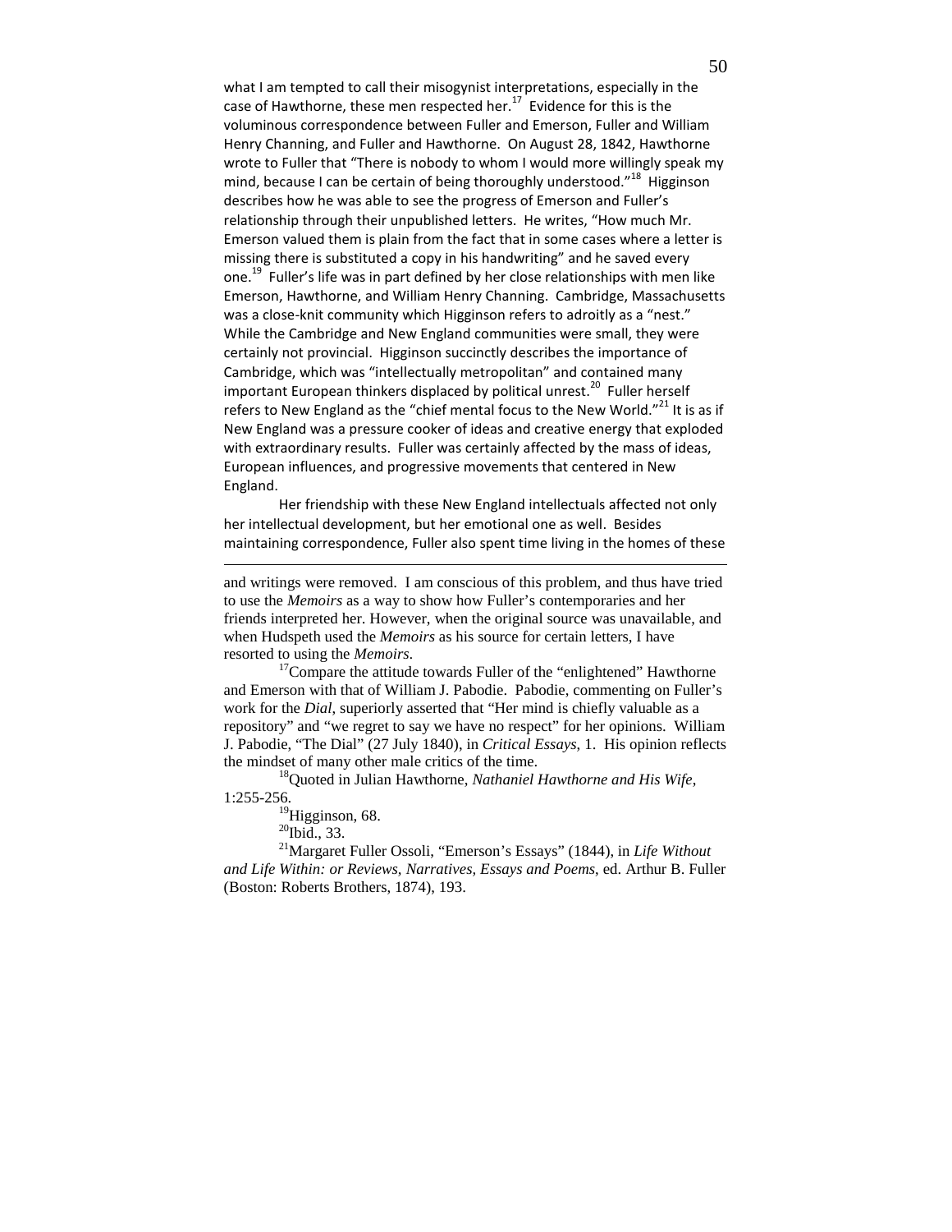what I am tempted to call their misogynist interpretations, especially in the case of Hawthorne, these men respected her.[17] Evidence for this is the voluminous correspondence between Fuller and Emerson, Fuller and William Henry Channing, and Fuller and Hawthorne. On August 28, 1842, Hawthorne wrote to Fuller that "There is nobody to whom I would more willingly speak my mind, because I can be certain of being thoroughly understood."[18] Higginson describes how he was able to see the progress of Emerson and Fuller's relationship through their unpublished letters. He writes, "How much Mr. Emerson valued them is plain from the fact that in some cases where a letter is missing there is substituted a copy in his handwriting" and he saved every one.[19] Fuller's life was in part defined by her close relationships with men like Emerson, Hawthorne, and William Henry Channing. Cambridge, Massachusetts was a close-knit community which Higginson refers to adroitly as a "nest." While the Cambridge and New England communities were small, they were certainly not provincial. Higginson succinctly describes the importance of Cambridge, which was "intellectually metropolitan" and contained many important European thinkers displaced by political unrest.[20] Fuller herself refers to New England as the "chief mental focus to the New World."[21] It is as if New England was a pressure cooker of ideas and creative energy that exploded with extraordinary results. Fuller was certainly affected by the mass of ideas, European influences, and progressive movements that centered in New England.

Her friendship with these New England intellectuals affected not only her intellectual development, but her emotional one as well. Besides maintaining correspondence, Fuller also spent time living in the homes of these

---

and writings were removed. I am conscious of this problem, and thus have tried to use the *Memoirs* as a way to show how Fuller's contemporaries and her friends interpreted her. However, when the original source was unavailable, and when Hudspeth used the *Memoirs* as his source for certain letters, I have resorted to using the *Memoirs*.

[17]Compare the attitude towards Fuller of the "enlightened" Hawthorne and Emerson with that of William J. Pabodie. Pabodie, commenting on Fuller's work for the *Dial*, superiorly asserted that "Her mind is chiefly valuable as a repository" and "we regret to say we have no respect" for her opinions. William J. Pabodie, "The Dial" (27 July 1840), in *Critical Essays*, 1. His opinion reflects the mindset of many other male critics of the time.

[18]Quoted in Julian Hawthorne, *Nathaniel Hawthorne and His Wife*, 1:255-256.

[19]Higginson, 68.

[20]Ibid., 33.

[21]Margaret Fuller Ossoli, "Emerson's Essays" (1844), in *Life Without and Life Within: or Reviews, Narratives, Essays and Poems*, ed. Arthur B. Fuller (Boston: Roberts Brothers, 1874), 193.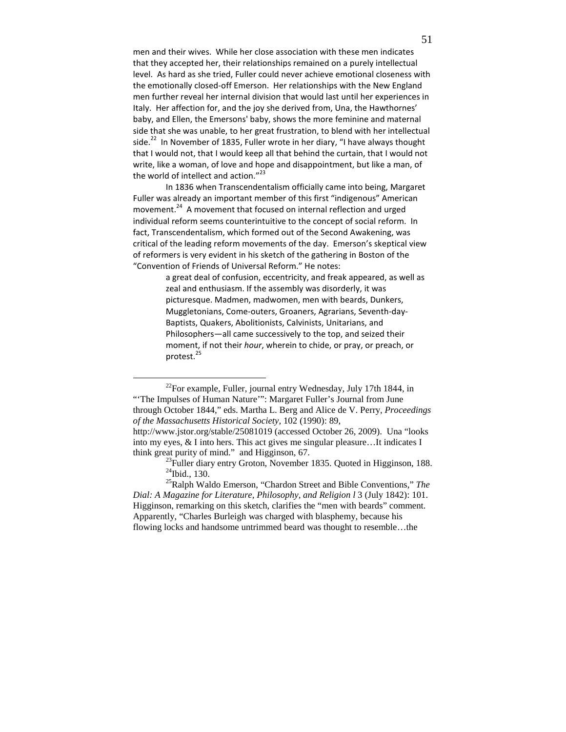men and their wives. While her close association with these men indicates that they accepted her, their relationships remained on a purely intellectual level. As hard as she tried, Fuller could never achieve emotional closeness with the emotionally closed-off Emerson. Her relationships with the New England men further reveal her internal division that would last until her experiences in Italy. Her affection for, and the joy she derived from, Una, the Hawthornes' baby, and Ellen, the Emersons' baby, shows the more feminine and maternal side that she was unable, to her great frustration, to blend with her intellectual side.[22] In November of 1835, Fuller wrote in her diary, "I have always thought that I would not, that I would keep all that behind the curtain, that I would not write, like a woman, of love and hope and disappointment, but like a man, of the world of intellect and action."[23]

In 1836 when Transcendentalism officially came into being, Margaret Fuller was already an important member of this first "indigenous" American movement.[24] A movement that focused on internal reflection and urged individual reform seems counterintuitive to the concept of social reform. In fact, Transcendentalism, which formed out of the Second Awakening, was critical of the leading reform movements of the day. Emerson's skeptical view of reformers is very evident in his sketch of the gathering in Boston of the "Convention of Friends of Universal Reform." He notes:

> a great deal of confusion, eccentricity, and freak appeared, as well as zeal and enthusiasm. If the assembly was disorderly, it was picturesque. Madmen, madwomen, men with beards, Dunkers, Muggletonians, Come-outers, Groaners, Agrarians, Seventh-day-Baptists, Quakers, Abolitionists, Calvinists, Unitarians, and Philosophers—all came successively to the top, and seized their moment, if not their *hour*, wherein to chide, or pray, or preach, or protest.[25]

---

[22] For example, Fuller, journal entry Wednesday, July 17th 1844, in "'The Impulses of Human Nature'": Margaret Fuller's Journal from June through October 1844," eds. Martha L. Berg and Alice de V. Perry, *Proceedings of the Massachusetts Historical Society*, 102 (1990): 89, http://www.jstor.org/stable/25081019 (accessed October 26, 2009). Una "looks into my eyes, & I into hers. This act gives me singular pleasure…It indicates I think great purity of mind." and Higginson, 67.

[23] Fuller diary entry Groton, November 1835. Quoted in Higginson, 188.

[24] Ibid., 130.

[25] Ralph Waldo Emerson, "Chardon Street and Bible Conventions," *The Dial: A Magazine for Literature, Philosophy, and Religion l* 3 (July 1842): 101. Higginson, remarking on this sketch, clarifies the "men with beards" comment. Apparently, "Charles Burleigh was charged with blasphemy, because his flowing locks and handsome untrimmed beard was thought to resemble…the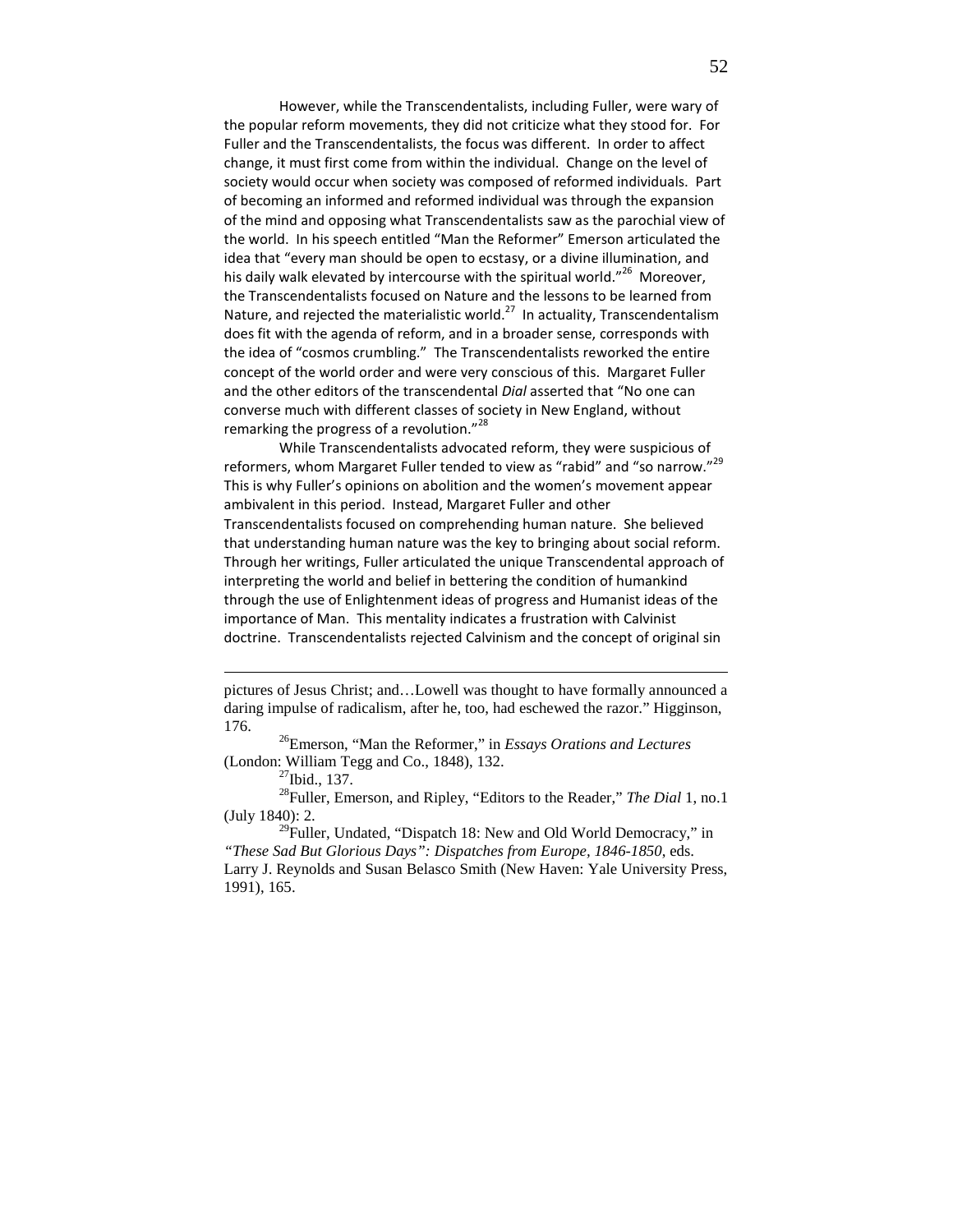However, while the Transcendentalists, including Fuller, were wary of the popular reform movements, they did not criticize what they stood for. For Fuller and the Transcendentalists, the focus was different. In order to affect change, it must first come from within the individual. Change on the level of society would occur when society was composed of reformed individuals. Part of becoming an informed and reformed individual was through the expansion of the mind and opposing what Transcendentalists saw as the parochial view of the world. In his speech entitled "Man the Reformer" Emerson articulated the idea that "every man should be open to ecstasy, or a divine illumination, and his daily walk elevated by intercourse with the spiritual world."[26] Moreover, the Transcendentalists focused on Nature and the lessons to be learned from Nature, and rejected the materialistic world.[27] In actuality, Transcendentalism does fit with the agenda of reform, and in a broader sense, corresponds with the idea of "cosmos crumbling." The Transcendentalists reworked the entire concept of the world order and were very conscious of this. Margaret Fuller and the other editors of the transcendental *Dial* asserted that "No one can converse much with different classes of society in New England, without remarking the progress of a revolution."[28]

While Transcendentalists advocated reform, they were suspicious of reformers, whom Margaret Fuller tended to view as "rabid" and "so narrow."[29] This is why Fuller's opinions on abolition and the women's movement appear ambivalent in this period. Instead, Margaret Fuller and other Transcendentalists focused on comprehending human nature. She believed that understanding human nature was the key to bringing about social reform. Through her writings, Fuller articulated the unique Transcendental approach of interpreting the world and belief in bettering the condition of humankind through the use of Enlightenment ideas of progress and Humanist ideas of the importance of Man. This mentality indicates a frustration with Calvinist doctrine. Transcendentalists rejected Calvinism and the concept of original sin

---

pictures of Jesus Christ; and…Lowell was thought to have formally announced a daring impulse of radicalism, after he, too, had eschewed the razor." Higginson, 176.

[26] Emerson, "Man the Reformer," in *Essays Orations and Lectures* (London: William Tegg and Co., 1848), 132.

[27] Ibid., 137.

[28] Fuller, Emerson, and Ripley, "Editors to the Reader," *The Dial* 1, no.1 (July 1840): 2.

[29] Fuller, Undated, "Dispatch 18: New and Old World Democracy," in *"These Sad But Glorious Days": Dispatches from Europe, 1846-1850*, eds. Larry J. Reynolds and Susan Belasco Smith (New Haven: Yale University Press, 1991), 165.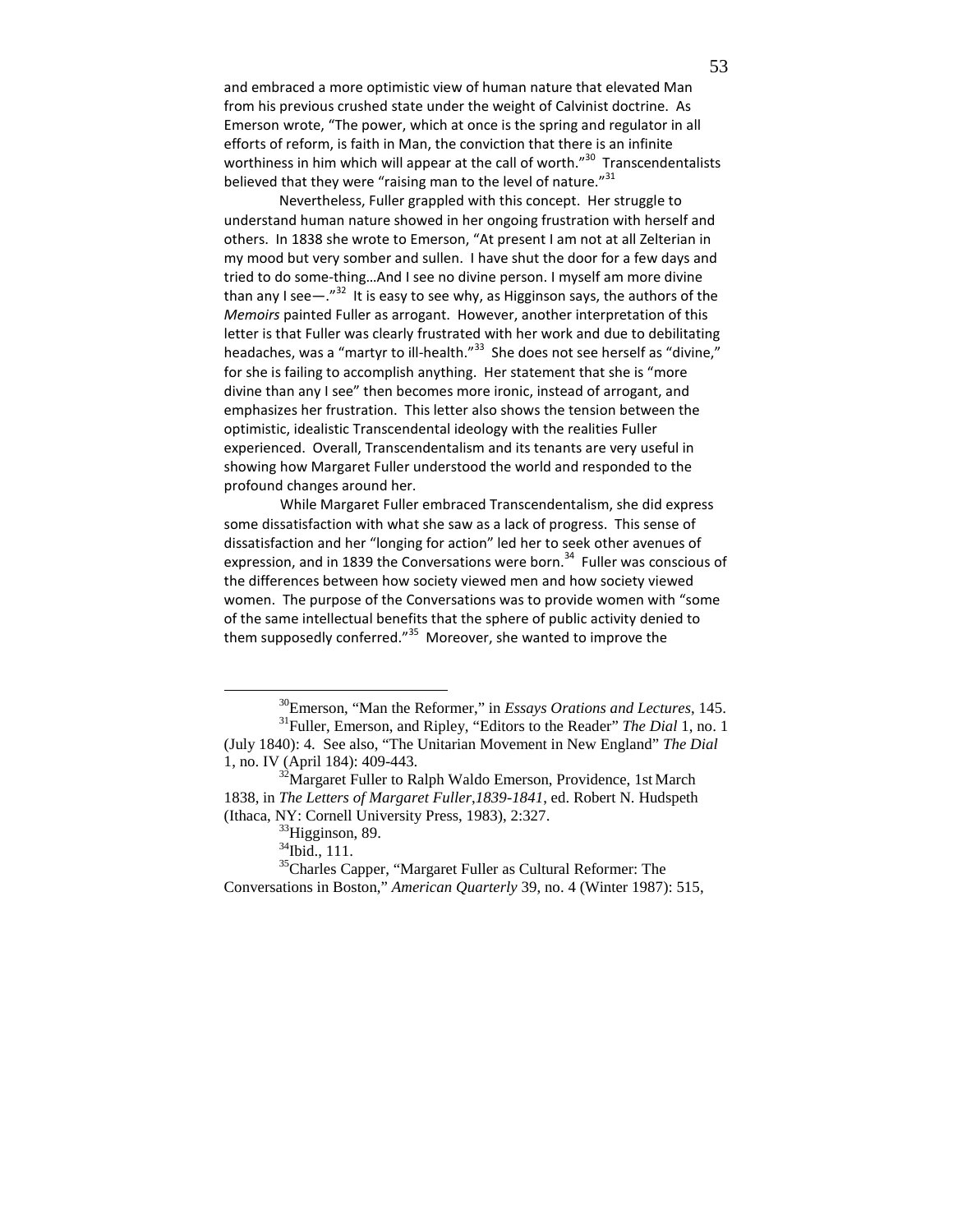and embraced a more optimistic view of human nature that elevated Man from his previous crushed state under the weight of Calvinist doctrine. As Emerson wrote, "The power, which at once is the spring and regulator in all efforts of reform, is faith in Man, the conviction that there is an infinite worthiness in him which will appear at the call of worth."[30] Transcendentalists believed that they were "raising man to the level of nature."[31]

Nevertheless, Fuller grappled with this concept. Her struggle to understand human nature showed in her ongoing frustration with herself and others. In 1838 she wrote to Emerson, "At present I am not at all Zelterian in my mood but very somber and sullen. I have shut the door for a few days and tried to do some-thing…And I see no divine person. I myself am more divine than any I see—."[32] It is easy to see why, as Higginson says, the authors of the *Memoirs* painted Fuller as arrogant. However, another interpretation of this letter is that Fuller was clearly frustrated with her work and due to debilitating headaches, was a "martyr to ill-health."[33] She does not see herself as "divine," for she is failing to accomplish anything. Her statement that she is "more divine than any I see" then becomes more ironic, instead of arrogant, and emphasizes her frustration. This letter also shows the tension between the optimistic, idealistic Transcendental ideology with the realities Fuller experienced. Overall, Transcendentalism and its tenants are very useful in showing how Margaret Fuller understood the world and responded to the profound changes around her.

While Margaret Fuller embraced Transcendentalism, she did express some dissatisfaction with what she saw as a lack of progress. This sense of dissatisfaction and her "longing for action" led her to seek other avenues of expression, and in 1839 the Conversations were born.[34] Fuller was conscious of the differences between how society viewed men and how society viewed women. The purpose of the Conversations was to provide women with "some of the same intellectual benefits that the sphere of public activity denied to them supposedly conferred."[35] Moreover, she wanted to improve the

---

[30] Emerson, "Man the Reformer," in *Essays Orations and Lectures*, 145.

[31] Fuller, Emerson, and Ripley, "Editors to the Reader" *The Dial* 1, no. 1 (July 1840): 4. See also, "The Unitarian Movement in New England" *The Dial* 1, no. IV (April 184): 409-443.

[32] Margaret Fuller to Ralph Waldo Emerson, Providence, 1st March 1838, in *The Letters of Margaret Fuller,1839-1841*, ed. Robert N. Hudspeth (Ithaca, NY: Cornell University Press, 1983), 2:327.

[33] Higginson, 89.

[34] Ibid., 111.

[35] Charles Capper, "Margaret Fuller as Cultural Reformer: The Conversations in Boston," *American Quarterly* 39, no. 4 (Winter 1987): 515,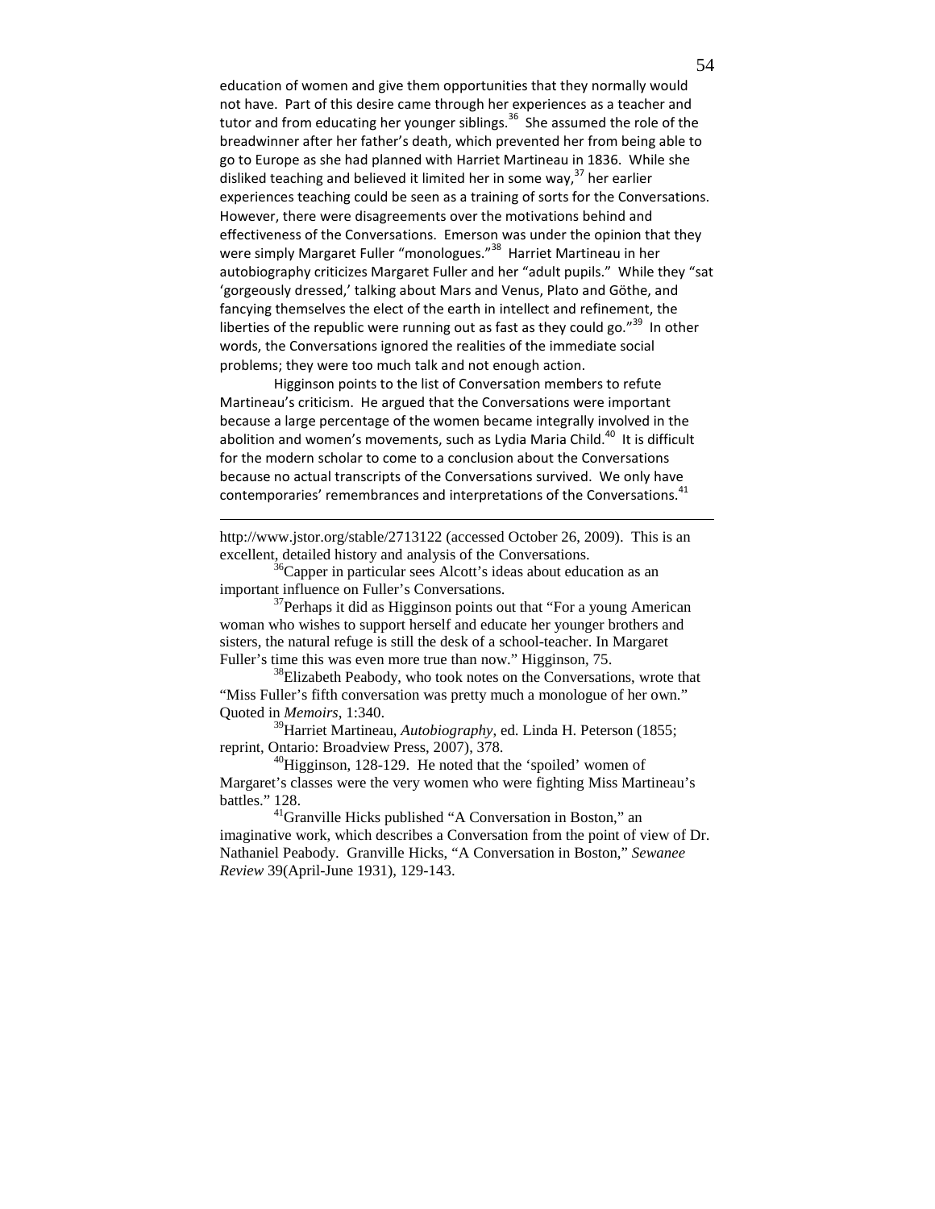education of women and give them opportunities that they normally would not have. Part of this desire came through her experiences as a teacher and tutor and from educating her younger siblings.[36] She assumed the role of the breadwinner after her father's death, which prevented her from being able to go to Europe as she had planned with Harriet Martineau in 1836. While she disliked teaching and believed it limited her in some way,[37] her earlier experiences teaching could be seen as a training of sorts for the Conversations. However, there were disagreements over the motivations behind and effectiveness of the Conversations. Emerson was under the opinion that they were simply Margaret Fuller "monologues."[38] Harriet Martineau in her autobiography criticizes Margaret Fuller and her "adult pupils." While they "sat 'gorgeously dressed,' talking about Mars and Venus, Plato and Göthe, and fancying themselves the elect of the earth in intellect and refinement, the liberties of the republic were running out as fast as they could go."[39] In other words, the Conversations ignored the realities of the immediate social problems; they were too much talk and not enough action.

Higginson points to the list of Conversation members to refute Martineau's criticism. He argued that the Conversations were important because a large percentage of the women became integrally involved in the abolition and women's movements, such as Lydia Maria Child.[40] It is difficult for the modern scholar to come to a conclusion about the Conversations because no actual transcripts of the Conversations survived. We only have contemporaries' remembrances and interpretations of the Conversations.[41]

---

http://www.jstor.org/stable/2713122 (accessed October 26, 2009). This is an excellent, detailed history and analysis of the Conversations.

[36]Capper in particular sees Alcott's ideas about education as an important influence on Fuller's Conversations.

[37]Perhaps it did as Higginson points out that "For a young American woman who wishes to support herself and educate her younger brothers and sisters, the natural refuge is still the desk of a school-teacher. In Margaret Fuller's time this was even more true than now." Higginson, 75.

[38]Elizabeth Peabody, who took notes on the Conversations, wrote that "Miss Fuller's fifth conversation was pretty much a monologue of her own." Quoted in *Memoirs*, 1:340.

[39]Harriet Martineau, *Autobiography*, ed. Linda H. Peterson (1855; reprint, Ontario: Broadview Press, 2007), 378.

[40]Higginson, 128-129. He noted that the 'spoiled' women of Margaret's classes were the very women who were fighting Miss Martineau's battles." 128.

[41]Granville Hicks published "A Conversation in Boston," an imaginative work, which describes a Conversation from the point of view of Dr. Nathaniel Peabody. Granville Hicks, "A Conversation in Boston," *Sewanee Review* 39(April-June 1931), 129-143.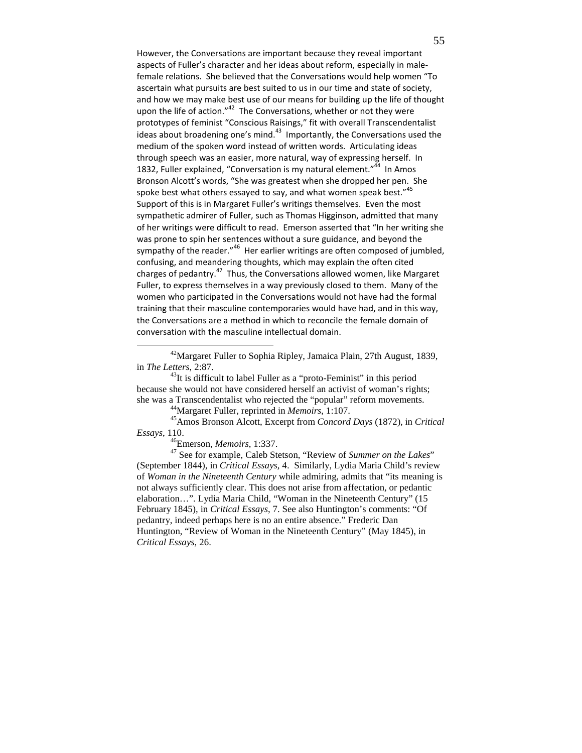However, the Conversations are important because they reveal important aspects of Fuller's character and her ideas about reform, especially in male-female relations. She believed that the Conversations would help women "To ascertain what pursuits are best suited to us in our time and state of society, and how we may make best use of our means for building up the life of thought upon the life of action."[42] The Conversations, whether or not they were prototypes of feminist "Conscious Raisings," fit with overall Transcendentalist ideas about broadening one's mind.[43] Importantly, the Conversations used the medium of the spoken word instead of written words. Articulating ideas through speech was an easier, more natural, way of expressing herself. In 1832, Fuller explained, "Conversation is my natural element."[44] In Amos Bronson Alcott's words, "She was greatest when she dropped her pen. She spoke best what others essayed to say, and what women speak best."[45] Support of this is in Margaret Fuller's writings themselves. Even the most sympathetic admirer of Fuller, such as Thomas Higginson, admitted that many of her writings were difficult to read. Emerson asserted that "In her writing she was prone to spin her sentences without a sure guidance, and beyond the sympathy of the reader."[46] Her earlier writings are often composed of jumbled, confusing, and meandering thoughts, which may explain the often cited charges of pedantry.[47] Thus, the Conversations allowed women, like Margaret Fuller, to express themselves in a way previously closed to them. Many of the women who participated in the Conversations would not have had the formal training that their masculine contemporaries would have had, and in this way, the Conversations are a method in which to reconcile the female domain of conversation with the masculine intellectual domain.

---

[42]Margaret Fuller to Sophia Ripley, Jamaica Plain, 27th August, 1839, in *The Letters*, 2:87.

[43]It is difficult to label Fuller as a "proto-Feminist" in this period because she would not have considered herself an activist of woman's rights; she was a Transcendentalist who rejected the "popular" reform movements.

[44]Margaret Fuller, reprinted in *Memoirs*, 1:107.

[45]Amos Bronson Alcott, Excerpt from *Concord Days* (1872), in *Critical Essays*, 110.

[46]Emerson, *Memoirs*, 1:337.

[47] See for example, Caleb Stetson, "Review of *Summer on the Lakes*" (September 1844), in *Critical Essays*, 4. Similarly, Lydia Maria Child's review of *Woman in the Nineteenth Century* while admiring, admits that "its meaning is not always sufficiently clear. This does not arise from affectation, or pedantic elaboration…". Lydia Maria Child, "Woman in the Nineteenth Century" (15 February 1845), in *Critical Essays*, 7. See also Huntington's comments: "Of pedantry, indeed perhaps here is no an entire absence." Frederic Dan Huntington, "Review of Woman in the Nineteenth Century" (May 1845), in *Critical Essays*, 26.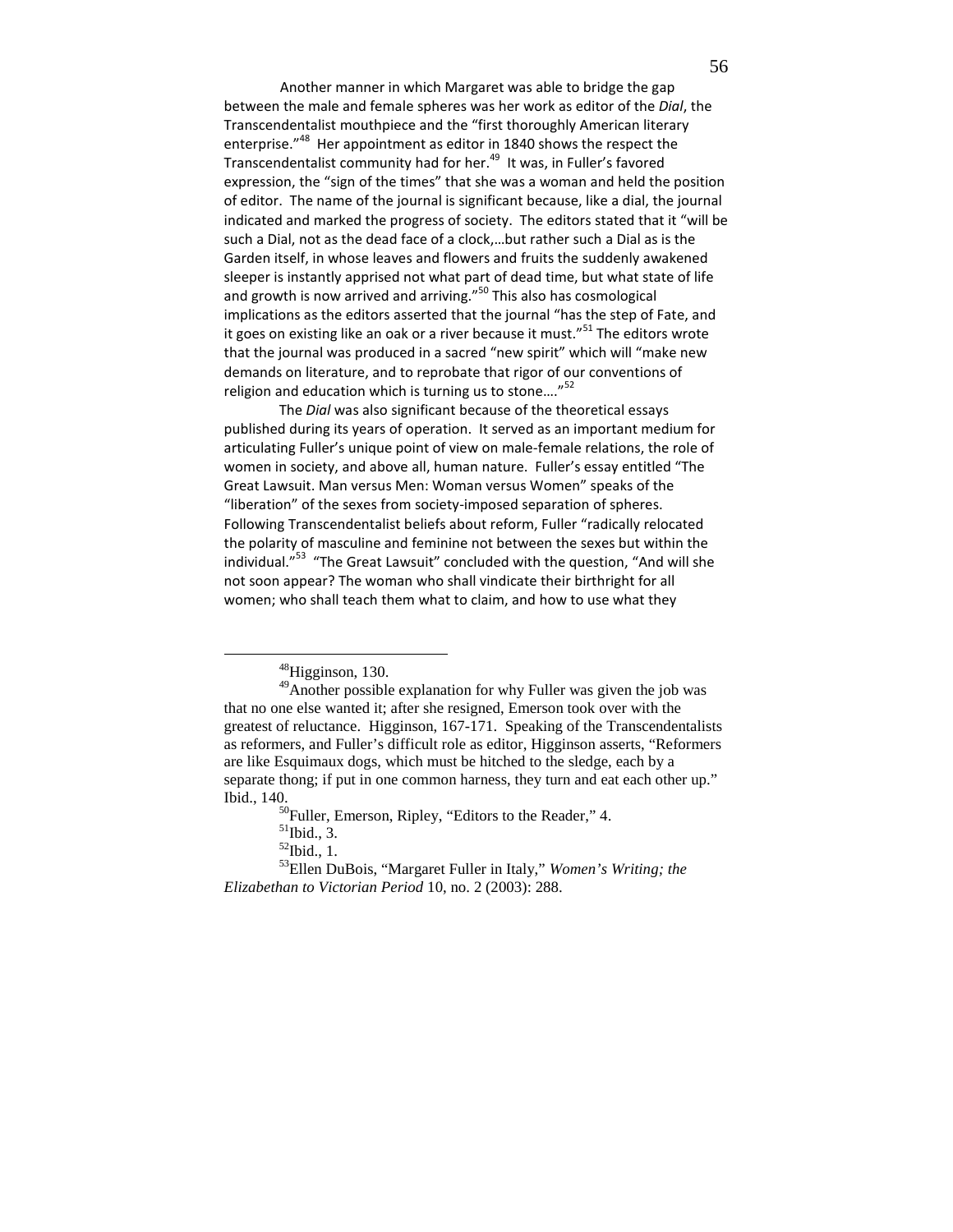Another manner in which Margaret was able to bridge the gap between the male and female spheres was her work as editor of the *Dial*, the Transcendentalist mouthpiece and the "first thoroughly American literary enterprise."[48] Her appointment as editor in 1840 shows the respect the Transcendentalist community had for her.[49] It was, in Fuller's favored expression, the "sign of the times" that she was a woman and held the position of editor. The name of the journal is significant because, like a dial, the journal indicated and marked the progress of society. The editors stated that it "will be such a Dial, not as the dead face of a clock,…but rather such a Dial as is the Garden itself, in whose leaves and flowers and fruits the suddenly awakened sleeper is instantly apprised not what part of dead time, but what state of life and growth is now arrived and arriving."[50] This also has cosmological implications as the editors asserted that the journal "has the step of Fate, and it goes on existing like an oak or a river because it must."[51] The editors wrote that the journal was produced in a sacred "new spirit" which will "make new demands on literature, and to reprobate that rigor of our conventions of religion and education which is turning us to stone…."[52]

The *Dial* was also significant because of the theoretical essays published during its years of operation. It served as an important medium for articulating Fuller's unique point of view on male-female relations, the role of women in society, and above all, human nature. Fuller's essay entitled "The Great Lawsuit. Man versus Men: Woman versus Women" speaks of the "liberation" of the sexes from society-imposed separation of spheres. Following Transcendentalist beliefs about reform, Fuller "radically relocated the polarity of masculine and feminine not between the sexes but within the individual."[53] "The Great Lawsuit" concluded with the question, "And will she not soon appear? The woman who shall vindicate their birthright for all women; who shall teach them what to claim, and how to use what they

---

[48] Higginson, 130.

[49] Another possible explanation for why Fuller was given the job was that no one else wanted it; after she resigned, Emerson took over with the greatest of reluctance. Higginson, 167-171. Speaking of the Transcendentalists as reformers, and Fuller's difficult role as editor, Higginson asserts, "Reformers are like Esquimaux dogs, which must be hitched to the sledge, each by a separate thong; if put in one common harness, they turn and eat each other up." Ibid., 140.

[50] Fuller, Emerson, Ripley, "Editors to the Reader," 4.

[51] Ibid., 3.

[52] Ibid., 1.

[53] Ellen DuBois, "Margaret Fuller in Italy," *Women's Writing; the Elizabethan to Victorian Period* 10, no. 2 (2003): 288.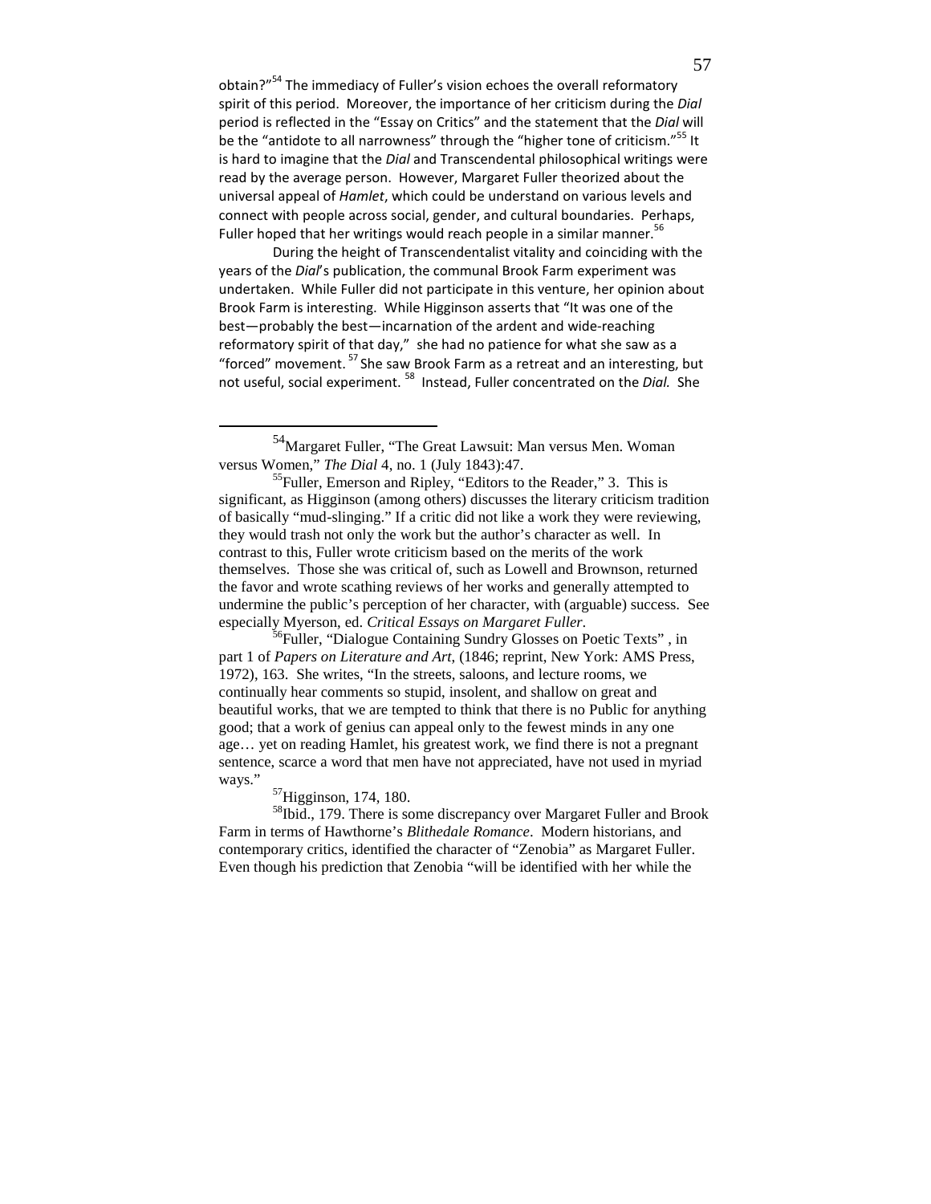obtain?"[54] The immediacy of Fuller's vision echoes the overall reformatory spirit of this period. Moreover, the importance of her criticism during the *Dial* period is reflected in the "Essay on Critics" and the statement that the *Dial* will be the "antidote to all narrowness" through the "higher tone of criticism."[55] It is hard to imagine that the *Dial* and Transcendental philosophical writings were read by the average person. However, Margaret Fuller theorized about the universal appeal of *Hamlet*, which could be understand on various levels and connect with people across social, gender, and cultural boundaries. Perhaps, Fuller hoped that her writings would reach people in a similar manner.[56]

During the height of Transcendentalist vitality and coinciding with the years of the *Dial*'s publication, the communal Brook Farm experiment was undertaken. While Fuller did not participate in this venture, her opinion about Brook Farm is interesting. While Higginson asserts that "It was one of the best—probably the best—incarnation of the ardent and wide-reaching reformatory spirit of that day," she had no patience for what she saw as a "forced" movement.[57] She saw Brook Farm as a retreat and an interesting, but not useful, social experiment.[58] Instead, Fuller concentrated on the *Dial.* She

---

[54]Margaret Fuller, "The Great Lawsuit: Man versus Men. Woman versus Women," *The Dial* 4, no. 1 (July 1843):47.

[55]Fuller, Emerson and Ripley, "Editors to the Reader," 3. This is significant, as Higginson (among others) discusses the literary criticism tradition of basically "mud-slinging." If a critic did not like a work they were reviewing, they would trash not only the work but the author's character as well. In contrast to this, Fuller wrote criticism based on the merits of the work themselves. Those she was critical of, such as Lowell and Brownson, returned the favor and wrote scathing reviews of her works and generally attempted to undermine the public's perception of her character, with (arguable) success. See especially Myerson, ed. *Critical Essays on Margaret Fuller*.

[56]Fuller, "Dialogue Containing Sundry Glosses on Poetic Texts" , in part 1 of *Papers on Literature and Art*, (1846; reprint, New York: AMS Press, 1972), 163. She writes, "In the streets, saloons, and lecture rooms, we continually hear comments so stupid, insolent, and shallow on great and beautiful works, that we are tempted to think that there is no Public for anything good; that a work of genius can appeal only to the fewest minds in any one age… yet on reading Hamlet, his greatest work, we find there is not a pregnant sentence, scarce a word that men have not appreciated, have not used in myriad ways."

[57]Higginson, 174, 180.

[58]Ibid., 179. There is some discrepancy over Margaret Fuller and Brook Farm in terms of Hawthorne's *Blithedale Romance*. Modern historians, and contemporary critics, identified the character of "Zenobia" as Margaret Fuller. Even though his prediction that Zenobia "will be identified with her while the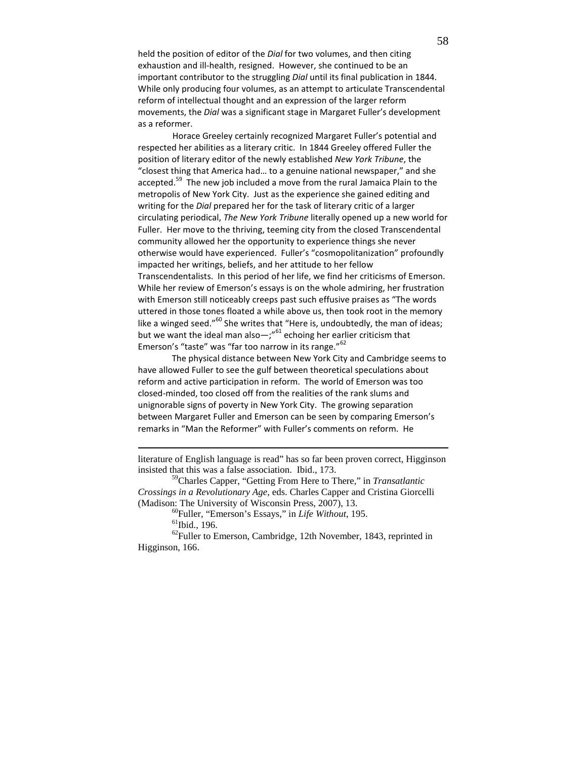held the position of editor of the *Dial* for two volumes, and then citing exhaustion and ill-health, resigned. However, she continued to be an important contributor to the struggling *Dial* until its final publication in 1844. While only producing four volumes, as an attempt to articulate Transcendental reform of intellectual thought and an expression of the larger reform movements, the *Dial* was a significant stage in Margaret Fuller's development as a reformer.

Horace Greeley certainly recognized Margaret Fuller's potential and respected her abilities as a literary critic. In 1844 Greeley offered Fuller the position of literary editor of the newly established *New York Tribune*, the "closest thing that America had… to a genuine national newspaper," and she accepted.[59] The new job included a move from the rural Jamaica Plain to the metropolis of New York City. Just as the experience she gained editing and writing for the *Dial* prepared her for the task of literary critic of a larger circulating periodical, *The New York Tribune* literally opened up a new world for Fuller. Her move to the thriving, teeming city from the closed Transcendental community allowed her the opportunity to experience things she never otherwise would have experienced. Fuller's "cosmopolitanization" profoundly impacted her writings, beliefs, and her attitude to her fellow Transcendentalists. In this period of her life, we find her criticisms of Emerson. While her review of Emerson's essays is on the whole admiring, her frustration with Emerson still noticeably creeps past such effusive praises as "The words uttered in those tones floated a while above us, then took root in the memory like a winged seed."[60] She writes that "Here is, undoubtedly, the man of ideas; but we want the ideal man also—;"[61] echoing her earlier criticism that Emerson's "taste" was "far too narrow in its range."[62]

The physical distance between New York City and Cambridge seems to have allowed Fuller to see the gulf between theoretical speculations about reform and active participation in reform. The world of Emerson was too closed-minded, too closed off from the realities of the rank slums and unignorable signs of poverty in New York City. The growing separation between Margaret Fuller and Emerson can be seen by comparing Emerson's remarks in "Man the Reformer" with Fuller's comments on reform. He

---

literature of English language is read" has so far been proven correct, Higginson insisted that this was a false association. Ibid., 173.

[59] Charles Capper, "Getting From Here to There," in *Transatlantic Crossings in a Revolutionary Age*, eds. Charles Capper and Cristina Giorcelli (Madison: The University of Wisconsin Press, 2007), 13.

[60] Fuller, "Emerson's Essays," in *Life Without*, 195.

[61] Ibid., 196.

[62] Fuller to Emerson, Cambridge, 12th November, 1843, reprinted in Higginson, 166.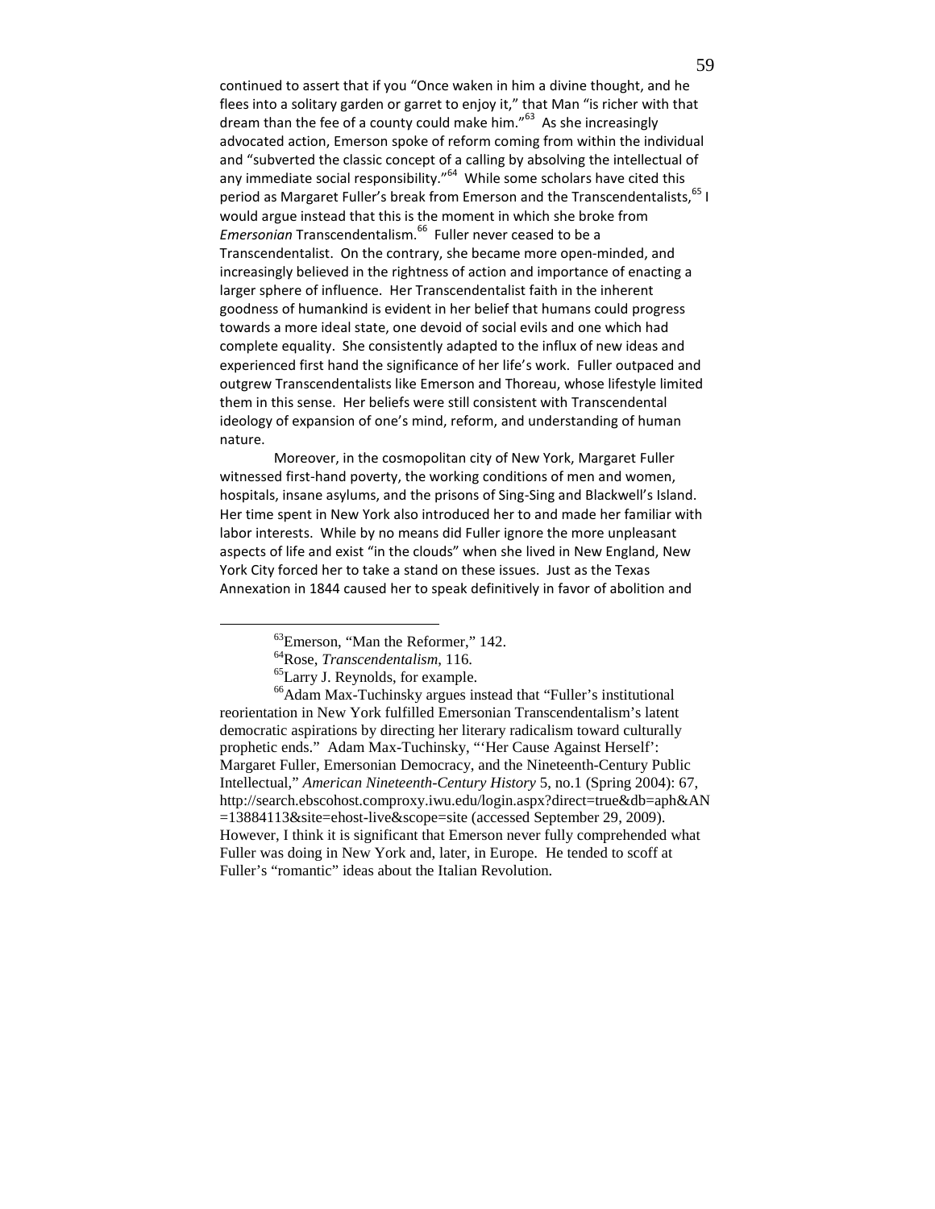continued to assert that if you "Once waken in him a divine thought, and he flees into a solitary garden or garret to enjoy it," that Man "is richer with that dream than the fee of a county could make him."[63] As she increasingly advocated action, Emerson spoke of reform coming from within the individual and "subverted the classic concept of a calling by absolving the intellectual of any immediate social responsibility."[64] While some scholars have cited this period as Margaret Fuller's break from Emerson and the Transcendentalists,[65] I would argue instead that this is the moment in which she broke from *Emersonian* Transcendentalism.[66] Fuller never ceased to be a Transcendentalist. On the contrary, she became more open-minded, and increasingly believed in the rightness of action and importance of enacting a larger sphere of influence. Her Transcendentalist faith in the inherent goodness of humankind is evident in her belief that humans could progress towards a more ideal state, one devoid of social evils and one which had complete equality. She consistently adapted to the influx of new ideas and experienced first hand the significance of her life's work. Fuller outpaced and outgrew Transcendentalists like Emerson and Thoreau, whose lifestyle limited them in this sense. Her beliefs were still consistent with Transcendental ideology of expansion of one's mind, reform, and understanding of human nature.

Moreover, in the cosmopolitan city of New York, Margaret Fuller witnessed first-hand poverty, the working conditions of men and women, hospitals, insane asylums, and the prisons of Sing-Sing and Blackwell's Island. Her time spent in New York also introduced her to and made her familiar with labor interests. While by no means did Fuller ignore the more unpleasant aspects of life and exist "in the clouds" when she lived in New England, New York City forced her to take a stand on these issues. Just as the Texas Annexation in 1844 caused her to speak definitively in favor of abolition and

---

[63] Emerson, "Man the Reformer," 142.

[64] Rose, *Transcendentalism*, 116.

[65] Larry J. Reynolds, for example.

[66] Adam Max-Tuchinsky argues instead that "Fuller's institutional reorientation in New York fulfilled Emersonian Transcendentalism's latent democratic aspirations by directing her literary radicalism toward culturally prophetic ends." Adam Max-Tuchinsky, "'Her Cause Against Herself': Margaret Fuller, Emersonian Democracy, and the Nineteenth-Century Public Intellectual," *American Nineteenth-Century History* 5, no.1 (Spring 2004): 67, http://search.ebscohost.comproxy.iwu.edu/login.aspx?direct=true&db=aph&AN=13884113&site=ehost-live&scope=site (accessed September 29, 2009). However, I think it is significant that Emerson never fully comprehended what Fuller was doing in New York and, later, in Europe. He tended to scoff at Fuller's "romantic" ideas about the Italian Revolution.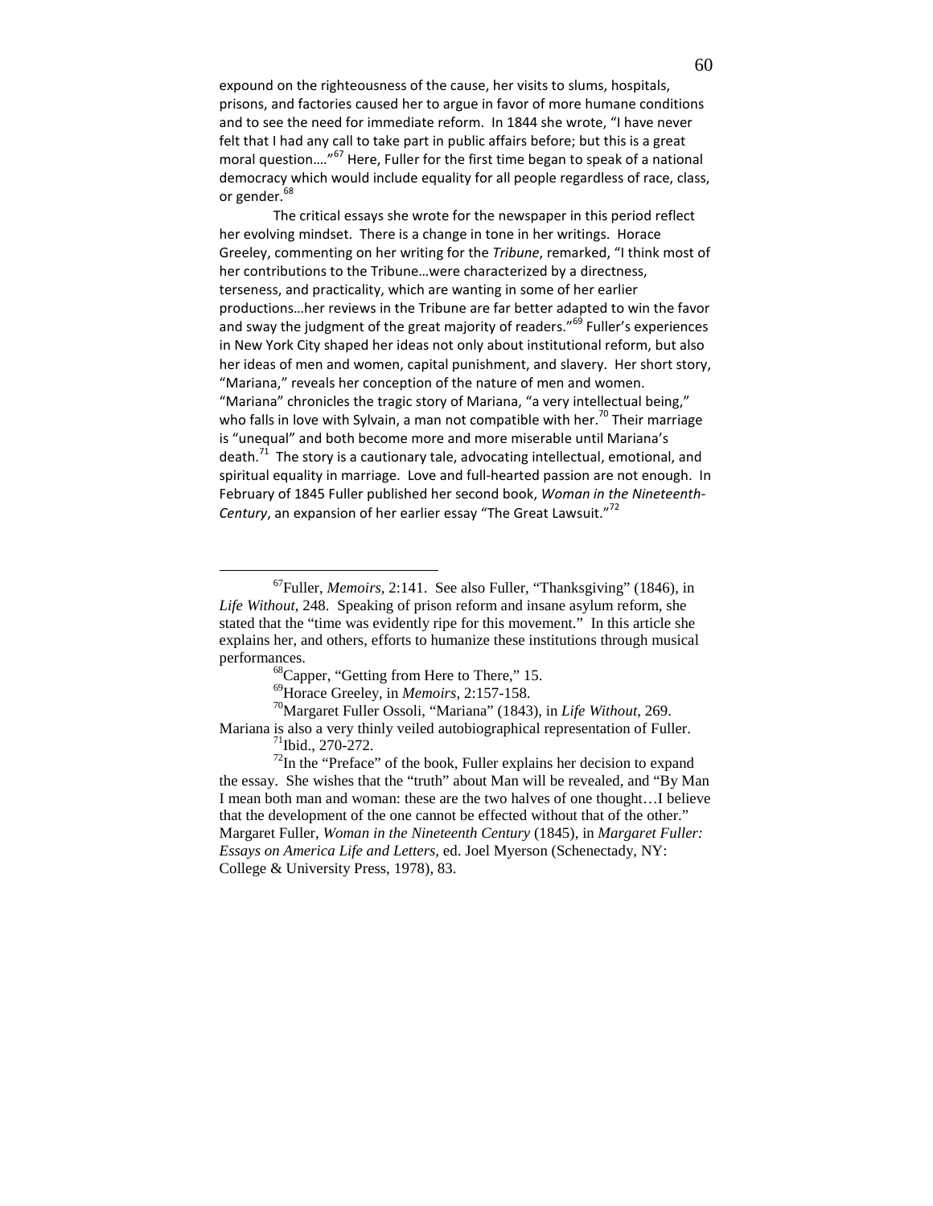expound on the righteousness of the cause, her visits to slums, hospitals, prisons, and factories caused her to argue in favor of more humane conditions and to see the need for immediate reform. In 1844 she wrote, "I have never felt that I had any call to take part in public affairs before; but this is a great moral question…."[67] Here, Fuller for the first time began to speak of a national democracy which would include equality for all people regardless of race, class, or gender.[68]

The critical essays she wrote for the newspaper in this period reflect her evolving mindset. There is a change in tone in her writings. Horace Greeley, commenting on her writing for the *Tribune*, remarked, "I think most of her contributions to the Tribune…were characterized by a directness, terseness, and practicality, which are wanting in some of her earlier productions…her reviews in the Tribune are far better adapted to win the favor and sway the judgment of the great majority of readers."[69] Fuller's experiences in New York City shaped her ideas not only about institutional reform, but also her ideas of men and women, capital punishment, and slavery. Her short story, "Mariana," reveals her conception of the nature of men and women. "Mariana" chronicles the tragic story of Mariana, "a very intellectual being," who falls in love with Sylvain, a man not compatible with her.[70] Their marriage is "unequal" and both become more and more miserable until Mariana's death.[71] The story is a cautionary tale, advocating intellectual, emotional, and spiritual equality in marriage. Love and full-hearted passion are not enough. In February of 1845 Fuller published her second book, *Woman in the Nineteenth-Century*, an expansion of her earlier essay "The Great Lawsuit."[72]

---

[67] Fuller, *Memoirs*, 2:141. See also Fuller, "Thanksgiving" (1846), in *Life Without*, 248. Speaking of prison reform and insane asylum reform, she stated that the "time was evidently ripe for this movement." In this article she explains her, and others, efforts to humanize these institutions through musical performances.

[68] Capper, "Getting from Here to There," 15.

[69] Horace Greeley, in *Memoirs*, 2:157-158.

[70] Margaret Fuller Ossoli, "Mariana" (1843), in *Life Without*, 269. Mariana is also a very thinly veiled autobiographical representation of Fuller.

[71] Ibid., 270-272.

[72] In the "Preface" of the book, Fuller explains her decision to expand the essay. She wishes that the "truth" about Man will be revealed, and "By Man I mean both man and woman: these are the two halves of one thought…I believe that the development of the one cannot be effected without that of the other." Margaret Fuller, *Woman in the Nineteenth Century* (1845), in *Margaret Fuller: Essays on America Life and Letters*, ed. Joel Myerson (Schenectady, NY: College & University Press, 1978), 83.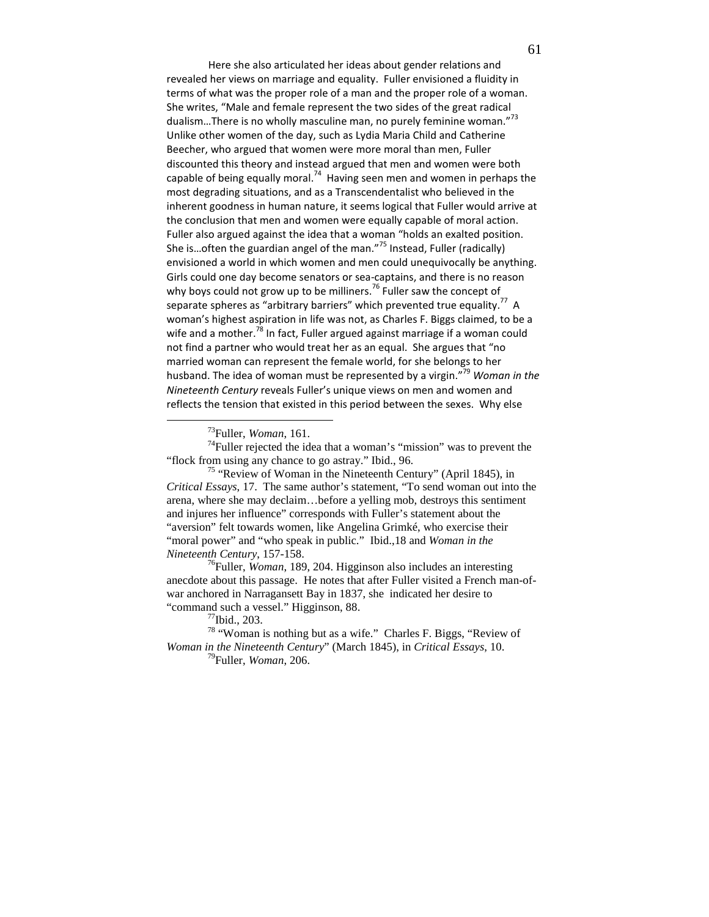Here she also articulated her ideas about gender relations and revealed her views on marriage and equality. Fuller envisioned a fluidity in terms of what was the proper role of a man and the proper role of a woman. She writes, "Male and female represent the two sides of the great radical dualism…There is no wholly masculine man, no purely feminine woman."[73] Unlike other women of the day, such as Lydia Maria Child and Catherine Beecher, who argued that women were more moral than men, Fuller discounted this theory and instead argued that men and women were both capable of being equally moral.[74] Having seen men and women in perhaps the most degrading situations, and as a Transcendentalist who believed in the inherent goodness in human nature, it seems logical that Fuller would arrive at the conclusion that men and women were equally capable of moral action. Fuller also argued against the idea that a woman "holds an exalted position. She is…often the guardian angel of the man."[75] Instead, Fuller (radically) envisioned a world in which women and men could unequivocally be anything. Girls could one day become senators or sea-captains, and there is no reason why boys could not grow up to be milliners.[76] Fuller saw the concept of separate spheres as "arbitrary barriers" which prevented true equality.[77] A woman's highest aspiration in life was not, as Charles F. Biggs claimed, to be a wife and a mother.[78] In fact, Fuller argued against marriage if a woman could not find a partner who would treat her as an equal. She argues that "no married woman can represent the female world, for she belongs to her husband. The idea of woman must be represented by a virgin."[79] *Woman in the Nineteenth Century* reveals Fuller's unique views on men and women and reflects the tension that existed in this period between the sexes. Why else

---

[73] Fuller, *Woman*, 161.

[74] Fuller rejected the idea that a woman's "mission" was to prevent the "flock from using any chance to go astray." Ibid., 96.

[75] "Review of Woman in the Nineteenth Century" (April 1845), in *Critical Essays*, 17. The same author's statement, "To send woman out into the arena, where she may declaim…before a yelling mob, destroys this sentiment and injures her influence" corresponds with Fuller's statement about the "aversion" felt towards women, like Angelina Grimké, who exercise their "moral power" and "who speak in public." Ibid.,18 and *Woman in the Nineteenth Century*, 157-158.

[76] Fuller, *Woman*, 189, 204. Higginson also includes an interesting anecdote about this passage. He notes that after Fuller visited a French man-of-war anchored in Narragansett Bay in 1837, she indicated her desire to "command such a vessel." Higginson, 88.

[77] Ibid., 203.

[78] "Woman is nothing but as a wife." Charles F. Biggs, "Review of *Woman in the Nineteenth Century*" (March 1845), in *Critical Essays*, 10.

[79] Fuller, *Woman*, 206.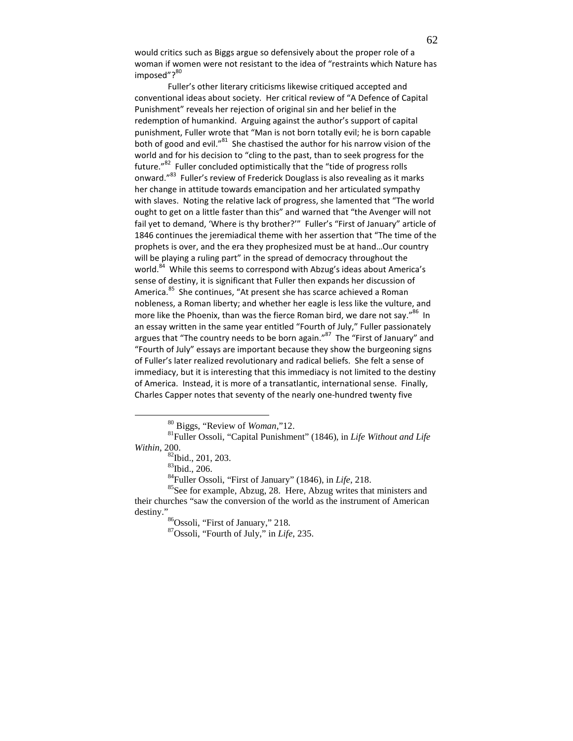would critics such as Biggs argue so defensively about the proper role of a woman if women were not resistant to the idea of "restraints which Nature has imposed"?[80]

Fuller's other literary criticisms likewise critiqued accepted and conventional ideas about society. Her critical review of "A Defence of Capital Punishment" reveals her rejection of original sin and her belief in the redemption of humankind. Arguing against the author's support of capital punishment, Fuller wrote that "Man is not born totally evil; he is born capable both of good and evil."[81] She chastised the author for his narrow vision of the world and for his decision to "cling to the past, than to seek progress for the future."[82] Fuller concluded optimistically that the "tide of progress rolls onward."[83] Fuller's review of Frederick Douglass is also revealing as it marks her change in attitude towards emancipation and her articulated sympathy with slaves. Noting the relative lack of progress, she lamented that "The world ought to get on a little faster than this" and warned that "the Avenger will not fail yet to demand, 'Where is thy brother?'" Fuller's "First of January" article of 1846 continues the jeremiadical theme with her assertion that "The time of the prophets is over, and the era they prophesized must be at hand…Our country will be playing a ruling part" in the spread of democracy throughout the world.[84] While this seems to correspond with Abzug's ideas about America's sense of destiny, it is significant that Fuller then expands her discussion of America.[85] She continues, "At present she has scarce achieved a Roman nobleness, a Roman liberty; and whether her eagle is less like the vulture, and more like the Phoenix, than was the fierce Roman bird, we dare not say."[86] In an essay written in the same year entitled "Fourth of July," Fuller passionately argues that "The country needs to be born again."[87] The "First of January" and "Fourth of July" essays are important because they show the burgeoning signs of Fuller's later realized revolutionary and radical beliefs. She felt a sense of immediacy, but it is interesting that this immediacy is not limited to the destiny of America. Instead, it is more of a transatlantic, international sense. Finally, Charles Capper notes that seventy of the nearly one-hundred twenty five

---

[80] Biggs, "Review of *Woman*,"12.

[81] Fuller Ossoli, "Capital Punishment" (1846), in *Life Without and Life Within*, 200.

[82] Ibid., 201, 203.

[83] Ibid., 206.

[84] Fuller Ossoli, "First of January" (1846), in *Life*, 218.

[85] See for example, Abzug, 28. Here, Abzug writes that ministers and their churches "saw the conversion of the world as the instrument of American destiny."

[86] Ossoli, "First of January," 218.

[87] Ossoli, "Fourth of July," in *Life*, 235.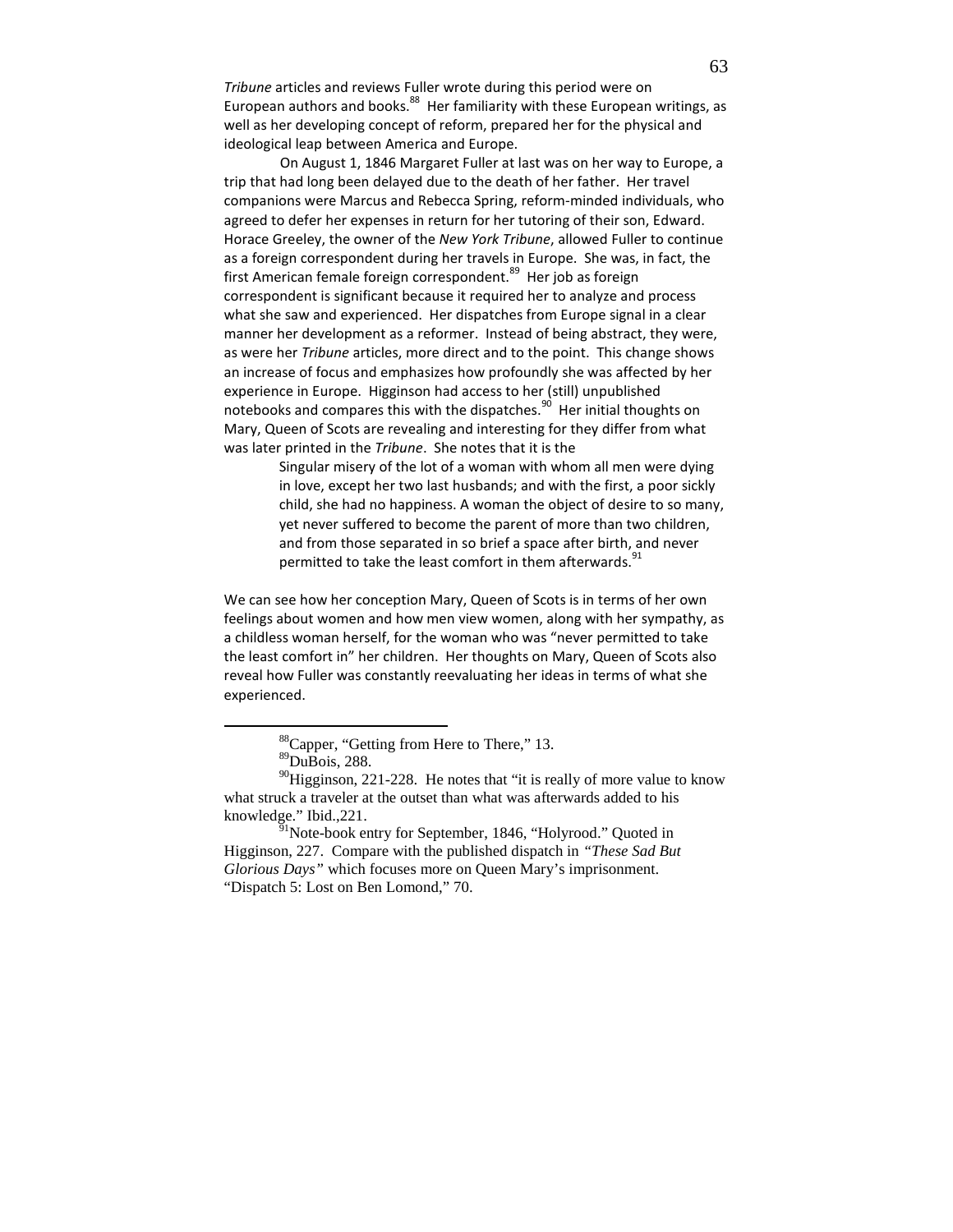*Tribune* articles and reviews Fuller wrote during this period were on European authors and books.[88] Her familiarity with these European writings, as well as her developing concept of reform, prepared her for the physical and ideological leap between America and Europe.

On August 1, 1846 Margaret Fuller at last was on her way to Europe, a trip that had long been delayed due to the death of her father. Her travel companions were Marcus and Rebecca Spring, reform-minded individuals, who agreed to defer her expenses in return for her tutoring of their son, Edward. Horace Greeley, the owner of the *New York Tribune*, allowed Fuller to continue as a foreign correspondent during her travels in Europe. She was, in fact, the first American female foreign correspondent.[89] Her job as foreign correspondent is significant because it required her to analyze and process what she saw and experienced. Her dispatches from Europe signal in a clear manner her development as a reformer. Instead of being abstract, they were, as were her *Tribune* articles, more direct and to the point. This change shows an increase of focus and emphasizes how profoundly she was affected by her experience in Europe. Higginson had access to her (still) unpublished notebooks and compares this with the dispatches.[90] Her initial thoughts on Mary, Queen of Scots are revealing and interesting for they differ from what was later printed in the *Tribune*. She notes that it is the

> Singular misery of the lot of a woman with whom all men were dying in love, except her two last husbands; and with the first, a poor sickly child, she had no happiness. A woman the object of desire to so many, yet never suffered to become the parent of more than two children, and from those separated in so brief a space after birth, and never permitted to take the least comfort in them afterwards.[91]

We can see how her conception Mary, Queen of Scots is in terms of her own feelings about women and how men view women, along with her sympathy, as a childless woman herself, for the woman who was "never permitted to take the least comfort in" her children. Her thoughts on Mary, Queen of Scots also reveal how Fuller was constantly reevaluating her ideas in terms of what she experienced.

---

[88] Capper, "Getting from Here to There," 13.

[89] DuBois, 288.

[90] Higginson, 221-228. He notes that "it is really of more value to know what struck a traveler at the outset than what was afterwards added to his knowledge." Ibid.,221.

[91] Note-book entry for September, 1846, "Holyrood." Quoted in Higginson, 227. Compare with the published dispatch in *"These Sad But Glorious Days"* which focuses more on Queen Mary's imprisonment. "Dispatch 5: Lost on Ben Lomond," 70.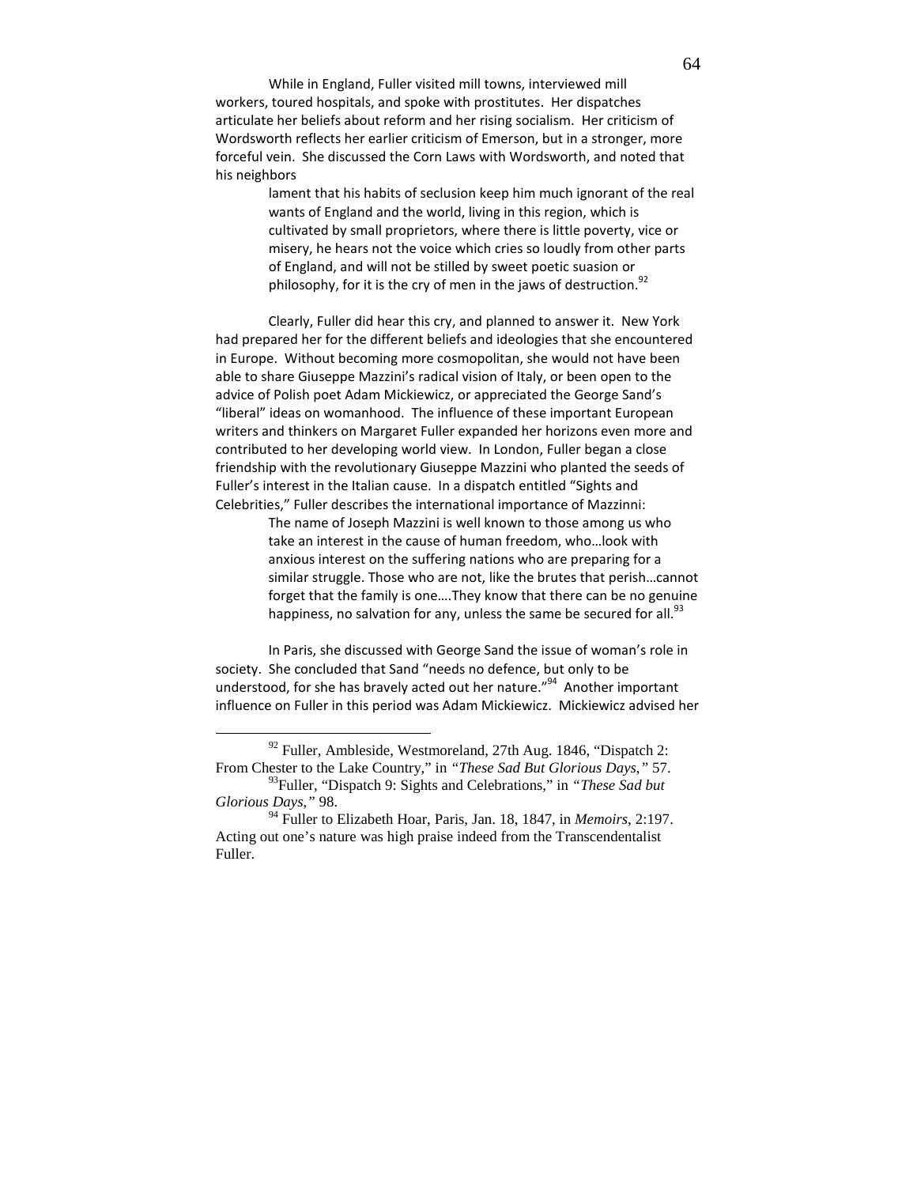While in England, Fuller visited mill towns, interviewed mill workers, toured hospitals, and spoke with prostitutes. Her dispatches articulate her beliefs about reform and her rising socialism. Her criticism of Wordsworth reflects her earlier criticism of Emerson, but in a stronger, more forceful vein. She discussed the Corn Laws with Wordsworth, and noted that his neighbors

> lament that his habits of seclusion keep him much ignorant of the real wants of England and the world, living in this region, which is cultivated by small proprietors, where there is little poverty, vice or misery, he hears not the voice which cries so loudly from other parts of England, and will not be stilled by sweet poetic suasion or philosophy, for it is the cry of men in the jaws of destruction.[92]

Clearly, Fuller did hear this cry, and planned to answer it. New York had prepared her for the different beliefs and ideologies that she encountered in Europe. Without becoming more cosmopolitan, she would not have been able to share Giuseppe Mazzini's radical vision of Italy, or been open to the advice of Polish poet Adam Mickiewicz, or appreciated the George Sand's "liberal" ideas on womanhood. The influence of these important European writers and thinkers on Margaret Fuller expanded her horizons even more and contributed to her developing world view. In London, Fuller began a close friendship with the revolutionary Giuseppe Mazzini who planted the seeds of Fuller's interest in the Italian cause. In a dispatch entitled "Sights and Celebrities," Fuller describes the international importance of Mazzinni:

> The name of Joseph Mazzini is well known to those among us who take an interest in the cause of human freedom, who…look with anxious interest on the suffering nations who are preparing for a similar struggle. Those who are not, like the brutes that perish…cannot forget that the family is one….They know that there can be no genuine happiness, no salvation for any, unless the same be secured for all.[93]

In Paris, she discussed with George Sand the issue of woman's role in society. She concluded that Sand "needs no defence, but only to be understood, for she has bravely acted out her nature."[94] Another important influence on Fuller in this period was Adam Mickiewicz. Mickiewicz advised her

---

[92] Fuller, Ambleside, Westmoreland, 27th Aug. 1846, "Dispatch 2: From Chester to the Lake Country," in *"These Sad But Glorious Days,"* 57.

[93] Fuller, "Dispatch 9: Sights and Celebrations," in *"These Sad but Glorious Days,"* 98.

[94] Fuller to Elizabeth Hoar, Paris, Jan. 18, 1847, in *Memoirs*, 2:197. Acting out one's nature was high praise indeed from the Transcendentalist Fuller.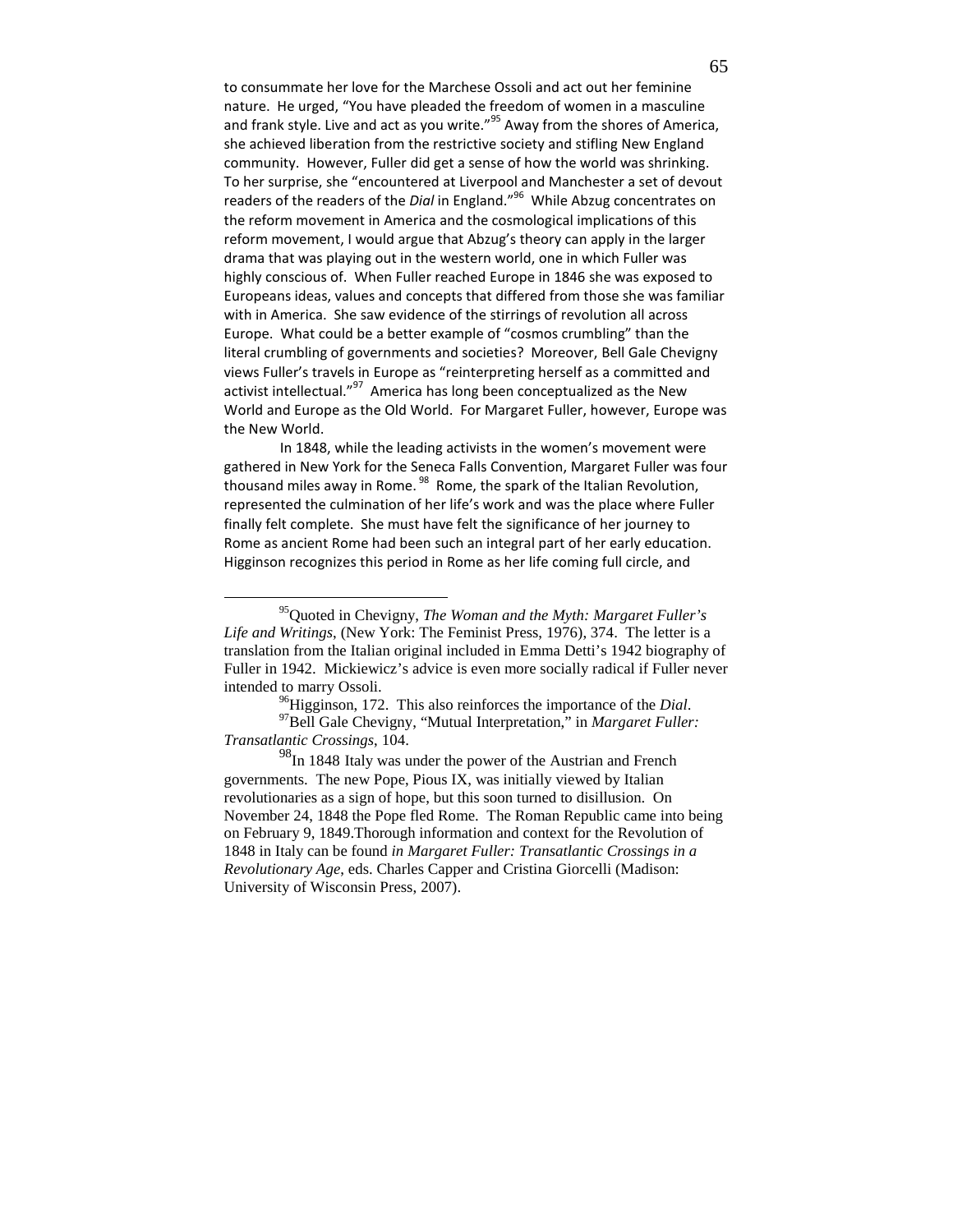to consummate her love for the Marchese Ossoli and act out her feminine nature. He urged, "You have pleaded the freedom of women in a masculine and frank style. Live and act as you write."[95] Away from the shores of America, she achieved liberation from the restrictive society and stifling New England community. However, Fuller did get a sense of how the world was shrinking. To her surprise, she "encountered at Liverpool and Manchester a set of devout readers of the readers of the *Dial* in England."[96] While Abzug concentrates on the reform movement in America and the cosmological implications of this reform movement, I would argue that Abzug's theory can apply in the larger drama that was playing out in the western world, one in which Fuller was highly conscious of. When Fuller reached Europe in 1846 she was exposed to Europeans ideas, values and concepts that differed from those she was familiar with in America. She saw evidence of the stirrings of revolution all across Europe. What could be a better example of "cosmos crumbling" than the literal crumbling of governments and societies? Moreover, Bell Gale Chevigny views Fuller's travels in Europe as "reinterpreting herself as a committed and activist intellectual."[97] America has long been conceptualized as the New World and Europe as the Old World. For Margaret Fuller, however, Europe was the New World.

In 1848, while the leading activists in the women's movement were gathered in New York for the Seneca Falls Convention, Margaret Fuller was four thousand miles away in Rome.[98] Rome, the spark of the Italian Revolution, represented the culmination of her life's work and was the place where Fuller finally felt complete. She must have felt the significance of her journey to Rome as ancient Rome had been such an integral part of her early education. Higginson recognizes this period in Rome as her life coming full circle, and

---

[95] Quoted in Chevigny, *The Woman and the Myth: Margaret Fuller's Life and Writings*, (New York: The Feminist Press, 1976), 374. The letter is a translation from the Italian original included in Emma Detti's 1942 biography of Fuller in 1942. Mickiewicz's advice is even more socially radical if Fuller never intended to marry Ossoli.

[96] Higginson, 172. This also reinforces the importance of the *Dial*.

[97] Bell Gale Chevigny, "Mutual Interpretation," in *Margaret Fuller: Transatlantic Crossings*, 104.

[98] In 1848 Italy was under the power of the Austrian and French governments. The new Pope, Pious IX, was initially viewed by Italian revolutionaries as a sign of hope, but this soon turned to disillusion. On November 24, 1848 the Pope fled Rome. The Roman Republic came into being on February 9, 1849.Thorough information and context for the Revolution of 1848 in Italy can be found *in Margaret Fuller: Transatlantic Crossings in a Revolutionary Age*, eds. Charles Capper and Cristina Giorcelli (Madison: University of Wisconsin Press, 2007).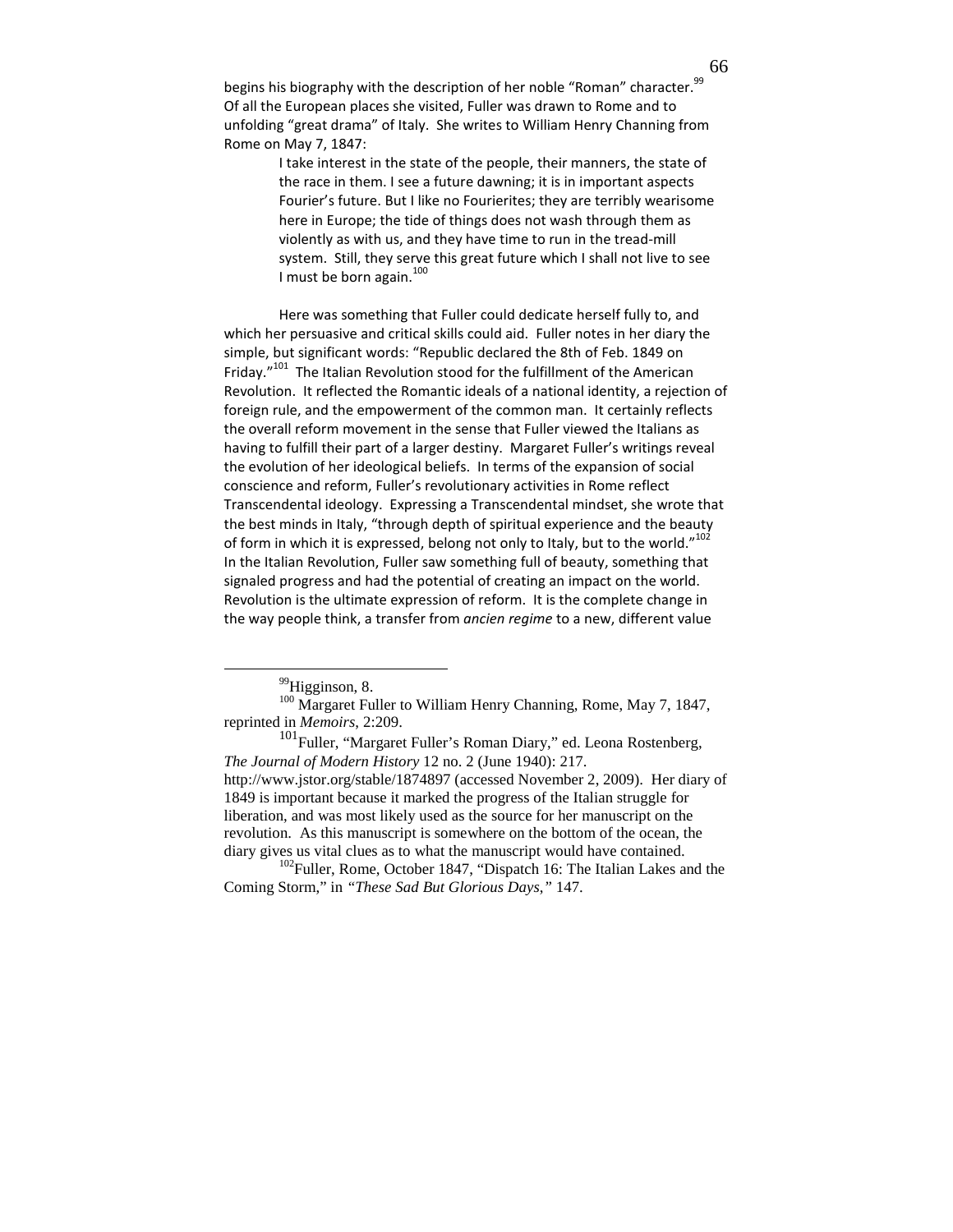begins his biography with the description of her noble "Roman" character.[99] Of all the European places she visited, Fuller was drawn to Rome and to unfolding "great drama" of Italy. She writes to William Henry Channing from Rome on May 7, 1847:

> I take interest in the state of the people, their manners, the state of the race in them. I see a future dawning; it is in important aspects Fourier's future. But I like no Fourierites; they are terribly wearisome here in Europe; the tide of things does not wash through them as violently as with us, and they have time to run in the tread-mill system. Still, they serve this great future which I shall not live to see I must be born again.[100]

Here was something that Fuller could dedicate herself fully to, and which her persuasive and critical skills could aid. Fuller notes in her diary the simple, but significant words: "Republic declared the 8th of Feb. 1849 on Friday."[101] The Italian Revolution stood for the fulfillment of the American Revolution. It reflected the Romantic ideals of a national identity, a rejection of foreign rule, and the empowerment of the common man. It certainly reflects the overall reform movement in the sense that Fuller viewed the Italians as having to fulfill their part of a larger destiny. Margaret Fuller's writings reveal the evolution of her ideological beliefs. In terms of the expansion of social conscience and reform, Fuller's revolutionary activities in Rome reflect Transcendental ideology. Expressing a Transcendental mindset, she wrote that the best minds in Italy, "through depth of spiritual experience and the beauty of form in which it is expressed, belong not only to Italy, but to the world."[102] In the Italian Revolution, Fuller saw something full of beauty, something that signaled progress and had the potential of creating an impact on the world. Revolution is the ultimate expression of reform. It is the complete change in the way people think, a transfer from *ancien regime* to a new, different value

---

[99] Higginson, 8.

[100] Margaret Fuller to William Henry Channing, Rome, May 7, 1847, reprinted in *Memoirs*, 2:209.

[101] Fuller, "Margaret Fuller's Roman Diary," ed. Leona Rostenberg, *The Journal of Modern History* 12 no. 2 (June 1940): 217. http://www.jstor.org/stable/1874897 (accessed November 2, 2009). Her diary of 1849 is important because it marked the progress of the Italian struggle for liberation, and was most likely used as the source for her manuscript on the revolution. As this manuscript is somewhere on the bottom of the ocean, the diary gives us vital clues as to what the manuscript would have contained.

[102] Fuller, Rome, October 1847, "Dispatch 16: The Italian Lakes and the Coming Storm," in *"These Sad But Glorious Days,"* 147.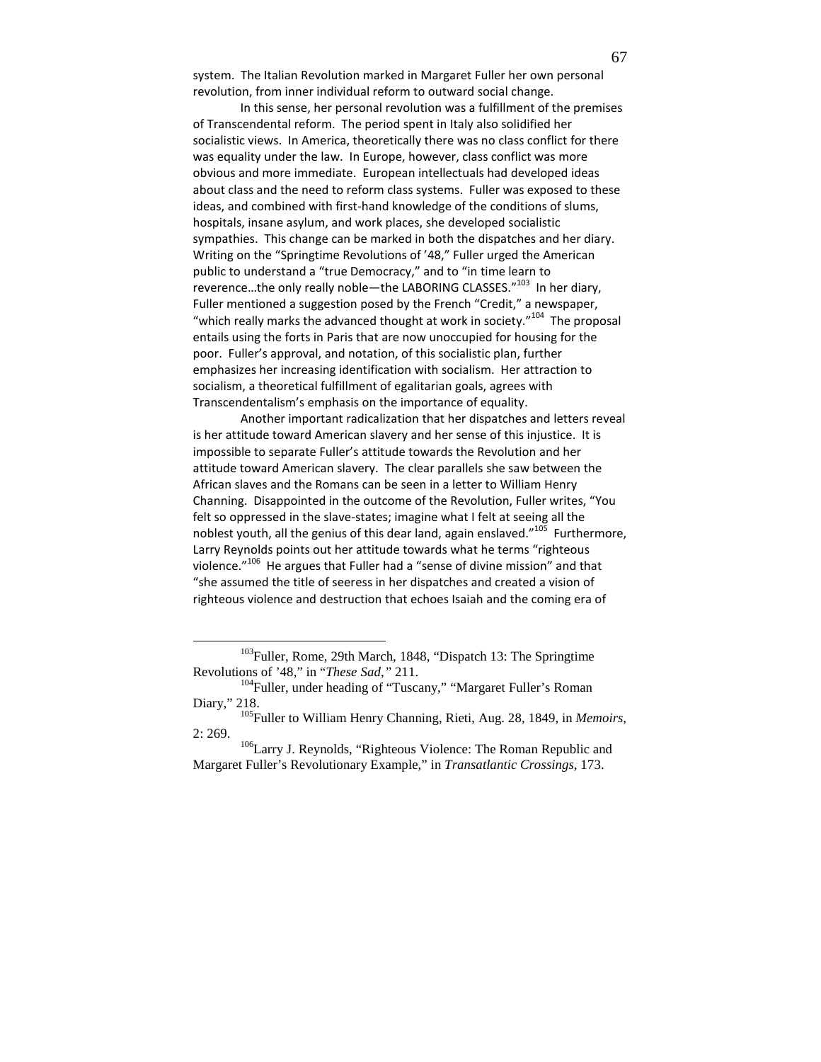system. The Italian Revolution marked in Margaret Fuller her own personal revolution, from inner individual reform to outward social change.

In this sense, her personal revolution was a fulfillment of the premises of Transcendental reform. The period spent in Italy also solidified her socialistic views. In America, theoretically there was no class conflict for there was equality under the law. In Europe, however, class conflict was more obvious and more immediate. European intellectuals had developed ideas about class and the need to reform class systems. Fuller was exposed to these ideas, and combined with first-hand knowledge of the conditions of slums, hospitals, insane asylum, and work places, she developed socialistic sympathies. This change can be marked in both the dispatches and her diary. Writing on the "Springtime Revolutions of '48," Fuller urged the American public to understand a "true Democracy," and to "in time learn to reverence…the only really noble—the LABORING CLASSES."[103] In her diary, Fuller mentioned a suggestion posed by the French "Credit," a newspaper, "which really marks the advanced thought at work in society."[104] The proposal entails using the forts in Paris that are now unoccupied for housing for the poor. Fuller's approval, and notation, of this socialistic plan, further emphasizes her increasing identification with socialism. Her attraction to socialism, a theoretical fulfillment of egalitarian goals, agrees with Transcendentalism's emphasis on the importance of equality.

Another important radicalization that her dispatches and letters reveal is her attitude toward American slavery and her sense of this injustice. It is impossible to separate Fuller's attitude towards the Revolution and her attitude toward American slavery. The clear parallels she saw between the African slaves and the Romans can be seen in a letter to William Henry Channing. Disappointed in the outcome of the Revolution, Fuller writes, "You felt so oppressed in the slave-states; imagine what I felt at seeing all the noblest youth, all the genius of this dear land, again enslaved."[105] Furthermore, Larry Reynolds points out her attitude towards what he terms "righteous violence."[106] He argues that Fuller had a "sense of divine mission" and that "she assumed the title of seeress in her dispatches and created a vision of righteous violence and destruction that echoes Isaiah and the coming era of

---

[103] Fuller, Rome, 29th March, 1848, "Dispatch 13: The Springtime Revolutions of '48," in "*These Sad*," 211.

[104] Fuller, under heading of "Tuscany," "Margaret Fuller's Roman Diary," 218.

[105] Fuller to William Henry Channing, Rieti, Aug. 28, 1849, in *Memoirs*, 2: 269.

[106] Larry J. Reynolds, "Righteous Violence: The Roman Republic and Margaret Fuller's Revolutionary Example," in *Transatlantic Crossings*, 173.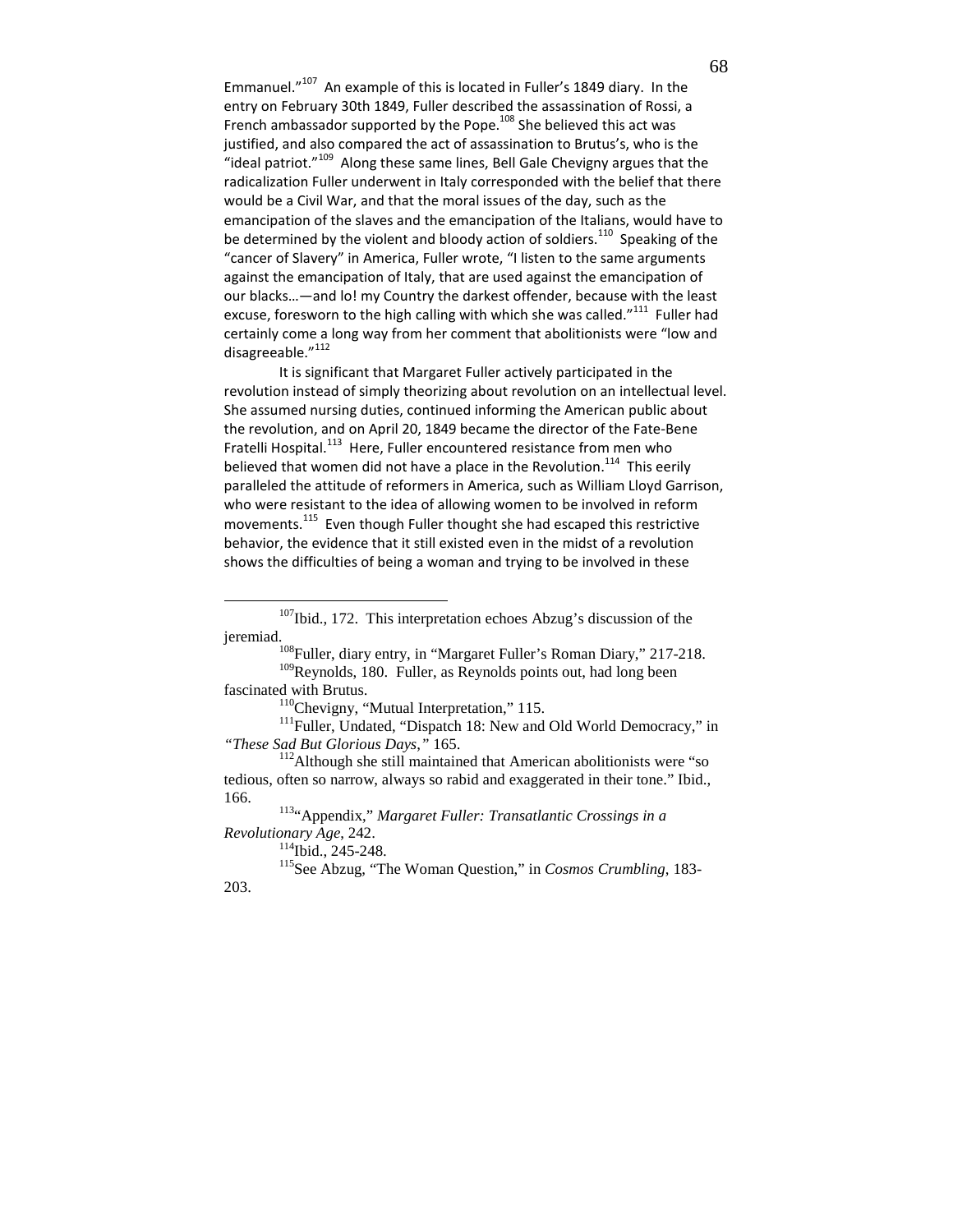Emmanuel."[107] An example of this is located in Fuller's 1849 diary. In the entry on February 30th 1849, Fuller described the assassination of Rossi, a French ambassador supported by the Pope.[108] She believed this act was justified, and also compared the act of assassination to Brutus's, who is the "ideal patriot."[109] Along these same lines, Bell Gale Chevigny argues that the radicalization Fuller underwent in Italy corresponded with the belief that there would be a Civil War, and that the moral issues of the day, such as the emancipation of the slaves and the emancipation of the Italians, would have to be determined by the violent and bloody action of soldiers.[110] Speaking of the "cancer of Slavery" in America, Fuller wrote, "I listen to the same arguments against the emancipation of Italy, that are used against the emancipation of our blacks…—and lo! my Country the darkest offender, because with the least excuse, foresworn to the high calling with which she was called."[111] Fuller had certainly come a long way from her comment that abolitionists were "low and disagreeable."[112]

It is significant that Margaret Fuller actively participated in the revolution instead of simply theorizing about revolution on an intellectual level. She assumed nursing duties, continued informing the American public about the revolution, and on April 20, 1849 became the director of the Fate-Bene Fratelli Hospital.[113] Here, Fuller encountered resistance from men who believed that women did not have a place in the Revolution.[114] This eerily paralleled the attitude of reformers in America, such as William Lloyd Garrison, who were resistant to the idea of allowing women to be involved in reform movements.[115] Even though Fuller thought she had escaped this restrictive behavior, the evidence that it still existed even in the midst of a revolution shows the difficulties of being a woman and trying to be involved in these

---

[107] Ibid., 172. This interpretation echoes Abzug's discussion of the jeremiad.

[108] Fuller, diary entry, in "Margaret Fuller's Roman Diary," 217-218.

[109] Reynolds, 180. Fuller, as Reynolds points out, had long been fascinated with Brutus.

[110] Chevigny, "Mutual Interpretation," 115.

[111] Fuller, Undated, "Dispatch 18: New and Old World Democracy," in *"These Sad But Glorious Days,"* 165.

[112] Although she still maintained that American abolitionists were "so tedious, often so narrow, always so rabid and exaggerated in their tone." Ibid., 166.

[113] "Appendix," *Margaret Fuller: Transatlantic Crossings in a Revolutionary Age*, 242.

[114] Ibid., 245-248.

[115] See Abzug, "The Woman Question," in *Cosmos Crumbling*, 183-203.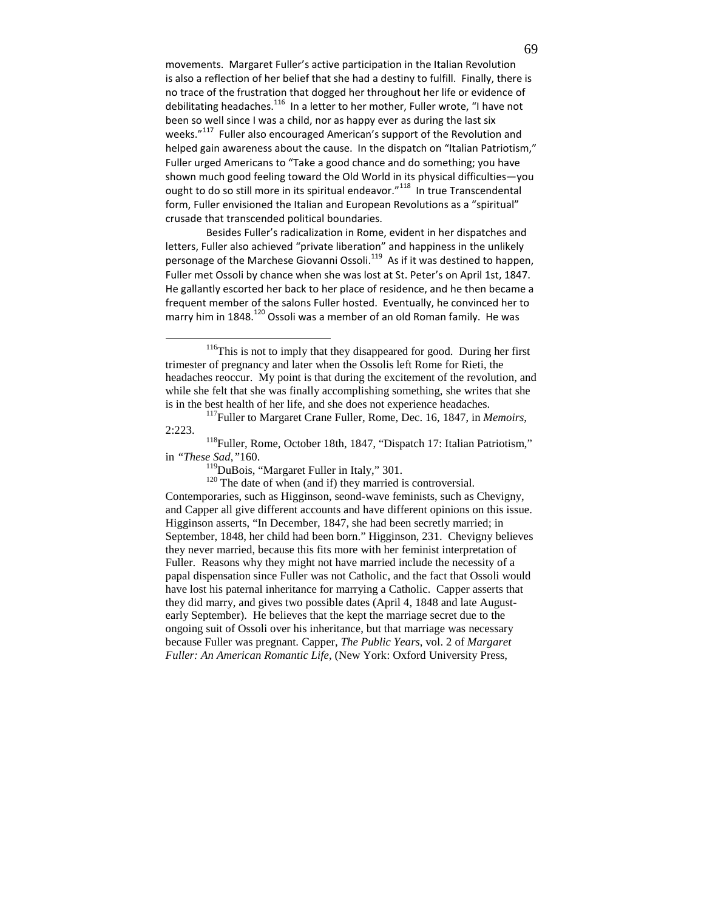movements. Margaret Fuller's active participation in the Italian Revolution is also a reflection of her belief that she had a destiny to fulfill. Finally, there is no trace of the frustration that dogged her throughout her life or evidence of debilitating headaches.[116] In a letter to her mother, Fuller wrote, "I have not been so well since I was a child, nor as happy ever as during the last six weeks."[117] Fuller also encouraged American's support of the Revolution and helped gain awareness about the cause. In the dispatch on "Italian Patriotism," Fuller urged Americans to "Take a good chance and do something; you have shown much good feeling toward the Old World in its physical difficulties—you ought to do so still more in its spiritual endeavor."[118] In true Transcendental form, Fuller envisioned the Italian and European Revolutions as a "spiritual" crusade that transcended political boundaries.

Besides Fuller's radicalization in Rome, evident in her dispatches and letters, Fuller also achieved "private liberation" and happiness in the unlikely personage of the Marchese Giovanni Ossoli.[119] As if it was destined to happen, Fuller met Ossoli by chance when she was lost at St. Peter's on April 1st, 1847. He gallantly escorted her back to her place of residence, and he then became a frequent member of the salons Fuller hosted. Eventually, he convinced her to marry him in 1848.[120] Ossoli was a member of an old Roman family. He was

---

[116] This is not to imply that they disappeared for good. During her first trimester of pregnancy and later when the Ossolis left Rome for Rieti, the headaches reoccur. My point is that during the excitement of the revolution, and while she felt that she was finally accomplishing something, she writes that she is in the best health of her life, and she does not experience headaches.

[117] Fuller to Margaret Crane Fuller, Rome, Dec. 16, 1847, in *Memoirs*, 2:223.

[118] Fuller, Rome, October 18th, 1847, "Dispatch 17: Italian Patriotism," in *"These Sad,"* 160.

[119] DuBois, "Margaret Fuller in Italy," 301.

[120] The date of when (and if) they married is controversial. Contemporaries, such as Higginson, seond-wave feminists, such as Chevigny, and Capper all give different accounts and have different opinions on this issue. Higginson asserts, "In December, 1847, she had been secretly married; in September, 1848, her child had been born." Higginson, 231. Chevigny believes they never married, because this fits more with her feminist interpretation of Fuller. Reasons why they might not have married include the necessity of a papal dispensation since Fuller was not Catholic, and the fact that Ossoli would have lost his paternal inheritance for marrying a Catholic. Capper asserts that they did marry, and gives two possible dates (April 4, 1848 and late August-early September). He believes that the kept the marriage secret due to the ongoing suit of Ossoli over his inheritance, but that marriage was necessary because Fuller was pregnant. Capper, *The Public Years*, vol. 2 of *Margaret Fuller: An American Romantic Life*, (New York: Oxford University Press,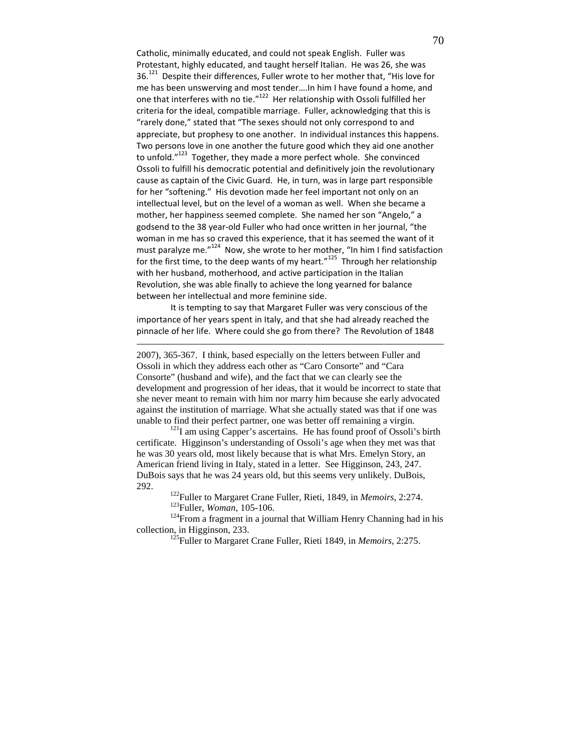Catholic, minimally educated, and could not speak English. Fuller was Protestant, highly educated, and taught herself Italian. He was 26, she was 36.[121] Despite their differences, Fuller wrote to her mother that, "His love for me has been unswerving and most tender….In him I have found a home, and one that interferes with no tie."[122] Her relationship with Ossoli fulfilled her criteria for the ideal, compatible marriage. Fuller, acknowledging that this is "rarely done," stated that "The sexes should not only correspond to and appreciate, but prophesy to one another. In individual instances this happens. Two persons love in one another the future good which they aid one another to unfold."[123] Together, they made a more perfect whole. She convinced Ossoli to fulfill his democratic potential and definitively join the revolutionary cause as captain of the Civic Guard. He, in turn, was in large part responsible for her "softening." His devotion made her feel important not only on an intellectual level, but on the level of a woman as well. When she became a mother, her happiness seemed complete. She named her son "Angelo," a godsend to the 38 year-old Fuller who had once written in her journal, "the woman in me has so craved this experience, that it has seemed the want of it must paralyze me."[124] Now, she wrote to her mother, "In him I find satisfaction for the first time, to the deep wants of my heart."[125] Through her relationship with her husband, motherhood, and active participation in the Italian Revolution, she was able finally to achieve the long yearned for balance between her intellectual and more feminine side.

It is tempting to say that Margaret Fuller was very conscious of the importance of her years spent in Italy, and that she had already reached the pinnacle of her life. Where could she go from there? The Revolution of 1848

---

2007), 365-367. I think, based especially on the letters between Fuller and Ossoli in which they address each other as "Caro Consorte" and "Cara Consorte" (husband and wife), and the fact that we can clearly see the development and progression of her ideas, that it would be incorrect to state that she never meant to remain with him nor marry him because she early advocated against the institution of marriage. What she actually stated was that if one was unable to find their perfect partner, one was better off remaining a virgin.

[121] I am using Capper's ascertains. He has found proof of Ossoli's birth certificate. Higginson's understanding of Ossoli's age when they met was that he was 30 years old, most likely because that is what Mrs. Emelyn Story, an American friend living in Italy, stated in a letter. See Higginson, 243, 247. DuBois says that he was 24 years old, but this seems very unlikely. DuBois, 292.

[122] Fuller to Margaret Crane Fuller, Rieti, 1849, in *Memoirs*, 2:274.

[123] Fuller, *Woman*, 105-106.

[124] From a fragment in a journal that William Henry Channing had in his collection, in Higginson, 233.

[125] Fuller to Margaret Crane Fuller, Rieti 1849, in *Memoirs*, 2:275.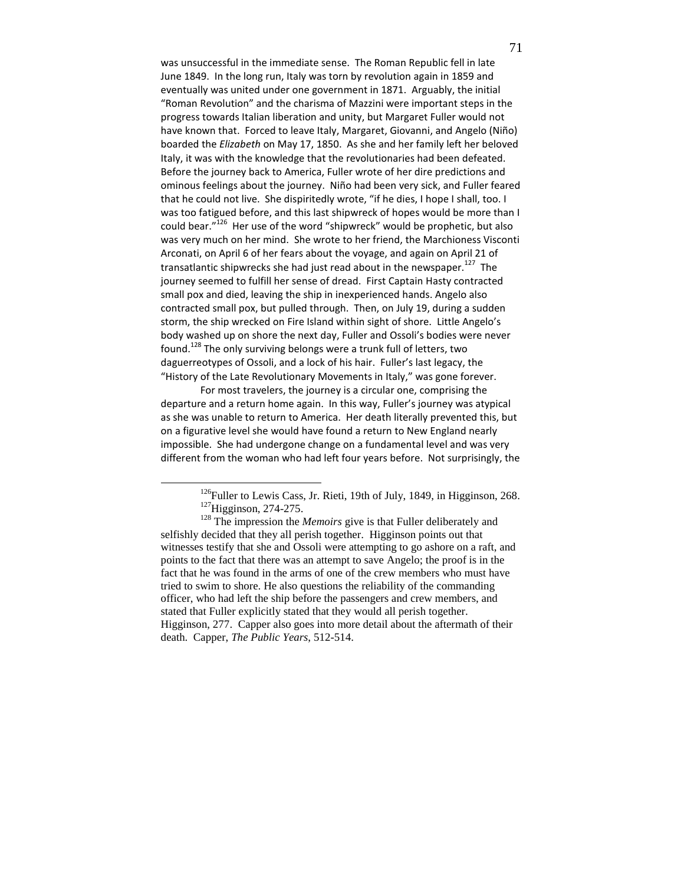was unsuccessful in the immediate sense. The Roman Republic fell in late June 1849. In the long run, Italy was torn by revolution again in 1859 and eventually was united under one government in 1871. Arguably, the initial "Roman Revolution" and the charisma of Mazzini were important steps in the progress towards Italian liberation and unity, but Margaret Fuller would not have known that. Forced to leave Italy, Margaret, Giovanni, and Angelo (Niño) boarded the *Elizabeth* on May 17, 1850. As she and her family left her beloved Italy, it was with the knowledge that the revolutionaries had been defeated. Before the journey back to America, Fuller wrote of her dire predictions and ominous feelings about the journey. Niño had been very sick, and Fuller feared that he could not live. She dispiritedly wrote, "if he dies, I hope I shall, too. I was too fatigued before, and this last shipwreck of hopes would be more than I could bear."[126] Her use of the word "shipwreck" would be prophetic, but also was very much on her mind. She wrote to her friend, the Marchioness Visconti Arconati, on April 6 of her fears about the voyage, and again on April 21 of transatlantic shipwrecks she had just read about in the newspaper.[127] The journey seemed to fulfill her sense of dread. First Captain Hasty contracted small pox and died, leaving the ship in inexperienced hands. Angelo also contracted small pox, but pulled through. Then, on July 19, during a sudden storm, the ship wrecked on Fire Island within sight of shore. Little Angelo's body washed up on shore the next day, Fuller and Ossoli's bodies were never found.[128] The only surviving belongs were a trunk full of letters, two daguerreotypes of Ossoli, and a lock of his hair. Fuller's last legacy, the "History of the Late Revolutionary Movements in Italy," was gone forever.

For most travelers, the journey is a circular one, comprising the departure and a return home again. In this way, Fuller's journey was atypical as she was unable to return to America. Her death literally prevented this, but on a figurative level she would have found a return to New England nearly impossible. She had undergone change on a fundamental level and was very different from the woman who had left four years before. Not surprisingly, the

---

[126] Fuller to Lewis Cass, Jr. Rieti, 19th of July, 1849, in Higginson, 268.

[127] Higginson, 274-275.

[128] The impression the *Memoirs* give is that Fuller deliberately and selfishly decided that they all perish together. Higginson points out that witnesses testify that she and Ossoli were attempting to go ashore on a raft, and points to the fact that there was an attempt to save Angelo; the proof is in the fact that he was found in the arms of one of the crew members who must have tried to swim to shore. He also questions the reliability of the commanding officer, who had left the ship before the passengers and crew members, and stated that Fuller explicitly stated that they would all perish together. Higginson, 277. Capper also goes into more detail about the aftermath of their death. Capper, *The Public Years*, 512-514.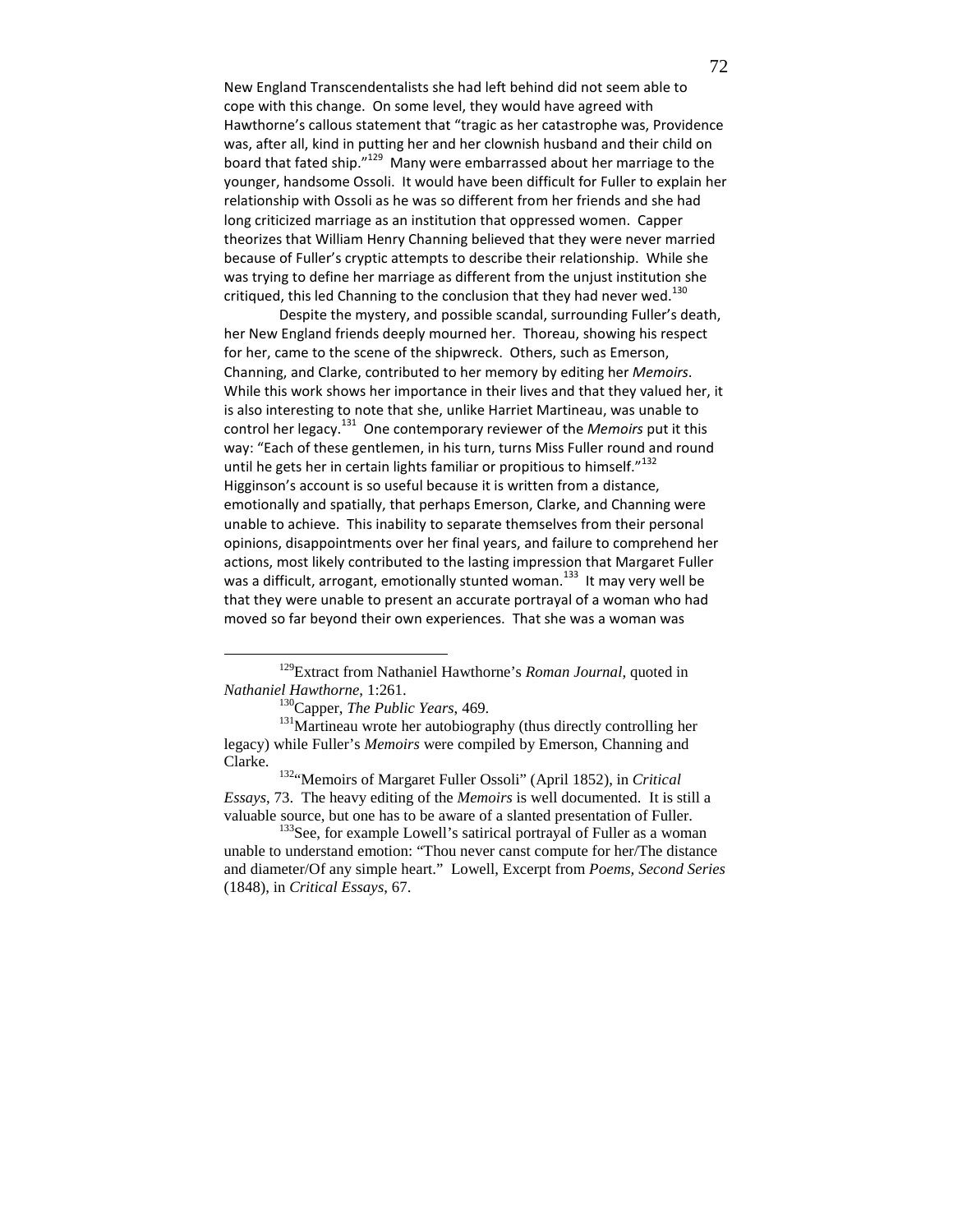New England Transcendentalists she had left behind did not seem able to cope with this change. On some level, they would have agreed with Hawthorne's callous statement that "tragic as her catastrophe was, Providence was, after all, kind in putting her and her clownish husband and their child on board that fated ship."[129] Many were embarrassed about her marriage to the younger, handsome Ossoli. It would have been difficult for Fuller to explain her relationship with Ossoli as he was so different from her friends and she had long criticized marriage as an institution that oppressed women. Capper theorizes that William Henry Channing believed that they were never married because of Fuller's cryptic attempts to describe their relationship. While she was trying to define her marriage as different from the unjust institution she critiqued, this led Channing to the conclusion that they had never wed.[130]

Despite the mystery, and possible scandal, surrounding Fuller's death, her New England friends deeply mourned her. Thoreau, showing his respect for her, came to the scene of the shipwreck. Others, such as Emerson, Channing, and Clarke, contributed to her memory by editing her *Memoirs*. While this work shows her importance in their lives and that they valued her, it is also interesting to note that she, unlike Harriet Martineau, was unable to control her legacy.[131] One contemporary reviewer of the *Memoirs* put it this way: "Each of these gentlemen, in his turn, turns Miss Fuller round and round until he gets her in certain lights familiar or propitious to himself."[132] Higginson's account is so useful because it is written from a distance, emotionally and spatially, that perhaps Emerson, Clarke, and Channing were unable to achieve. This inability to separate themselves from their personal opinions, disappointments over her final years, and failure to comprehend her actions, most likely contributed to the lasting impression that Margaret Fuller was a difficult, arrogant, emotionally stunted woman.[133] It may very well be that they were unable to present an accurate portrayal of a woman who had moved so far beyond their own experiences. That she was a woman was

---

[129]Extract from Nathaniel Hawthorne's *Roman Journal*, quoted in *Nathaniel Hawthorne*, 1:261.

[130]Capper, *The Public Years*, 469.

[131]Martineau wrote her autobiography (thus directly controlling her legacy) while Fuller's *Memoirs* were compiled by Emerson, Channing and Clarke.

[132]"Memoirs of Margaret Fuller Ossoli" (April 1852), in *Critical Essays*, 73. The heavy editing of the *Memoirs* is well documented. It is still a valuable source, but one has to be aware of a slanted presentation of Fuller.

[133]See, for example Lowell's satirical portrayal of Fuller as a woman unable to understand emotion: "Thou never canst compute for her/The distance and diameter/Of any simple heart." Lowell, Excerpt from *Poems, Second Series* (1848), in *Critical Essays*, 67.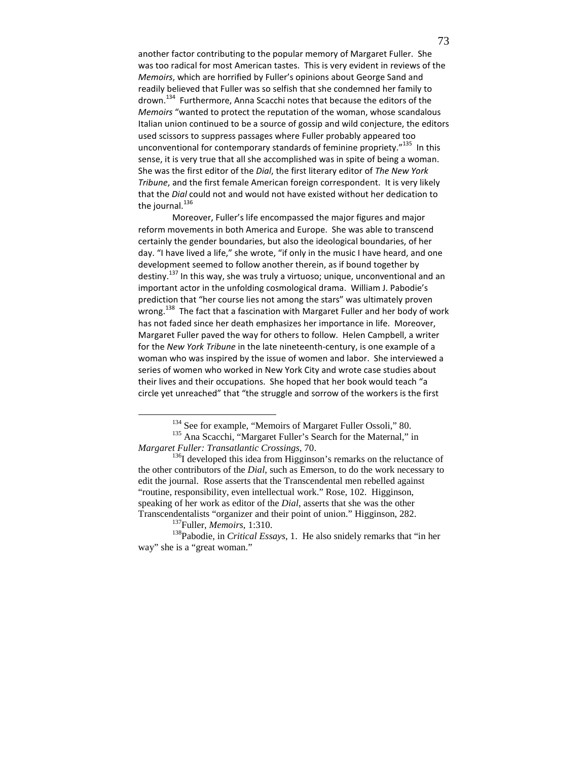another factor contributing to the popular memory of Margaret Fuller. She was too radical for most American tastes. This is very evident in reviews of the *Memoirs*, which are horrified by Fuller's opinions about George Sand and readily believed that Fuller was so selfish that she condemned her family to drown.[134] Furthermore, Anna Scacchi notes that because the editors of the *Memoirs* "wanted to protect the reputation of the woman, whose scandalous Italian union continued to be a source of gossip and wild conjecture, the editors used scissors to suppress passages where Fuller probably appeared too unconventional for contemporary standards of feminine propriety."[135] In this sense, it is very true that all she accomplished was in spite of being a woman. She was the first editor of the *Dial*, the first literary editor of *The New York Tribune*, and the first female American foreign correspondent. It is very likely that the *Dial* could not and would not have existed without her dedication to the journal.[136]

Moreover, Fuller's life encompassed the major figures and major reform movements in both America and Europe. She was able to transcend certainly the gender boundaries, but also the ideological boundaries, of her day. "I have lived a life," she wrote, "if only in the music I have heard, and one development seemed to follow another therein, as if bound together by destiny.[137] In this way, she was truly a virtuoso; unique, unconventional and an important actor in the unfolding cosmological drama. William J. Pabodie's prediction that "her course lies not among the stars" was ultimately proven wrong.[138] The fact that a fascination with Margaret Fuller and her body of work has not faded since her death emphasizes her importance in life. Moreover, Margaret Fuller paved the way for others to follow. Helen Campbell, a writer for the *New York Tribune* in the late nineteenth-century, is one example of a woman who was inspired by the issue of women and labor. She interviewed a series of women who worked in New York City and wrote case studies about their lives and their occupations. She hoped that her book would teach "a circle yet unreached" that "the struggle and sorrow of the workers is the first

---

[134] See for example, "Memoirs of Margaret Fuller Ossoli," 80.

[135] Ana Scacchi, "Margaret Fuller's Search for the Maternal," in *Margaret Fuller: Transatlantic Crossings*, 70.

[136] I developed this idea from Higginson's remarks on the reluctance of the other contributors of the *Dial*, such as Emerson, to do the work necessary to edit the journal. Rose asserts that the Transcendental men rebelled against "routine, responsibility, even intellectual work." Rose, 102. Higginson, speaking of her work as editor of the *Dial*, asserts that she was the other Transcendentalists "organizer and their point of union." Higginson, 282.

[137] Fuller, *Memoirs*, 1:310.

[138] Pabodie, in *Critical Essays*, 1. He also snidely remarks that "in her way" she is a "great woman."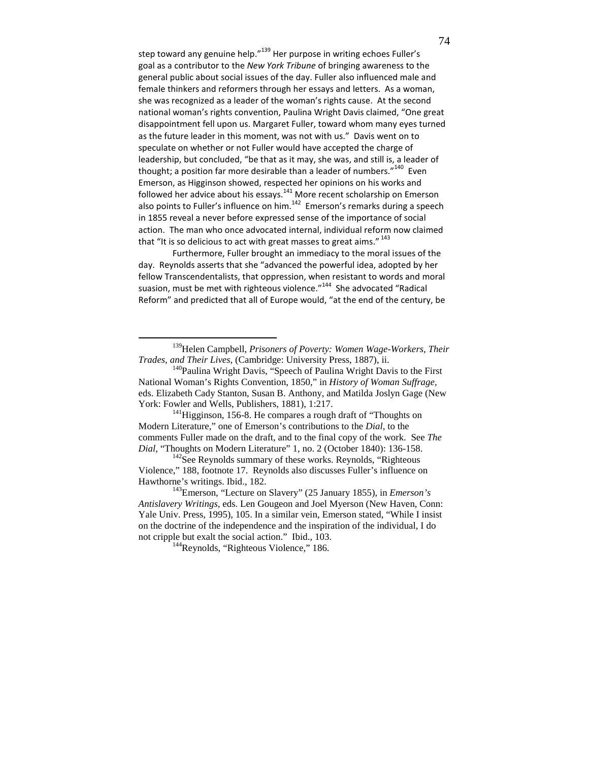step toward any genuine help."[139] Her purpose in writing echoes Fuller's goal as a contributor to the *New York Tribune* of bringing awareness to the general public about social issues of the day. Fuller also influenced male and female thinkers and reformers through her essays and letters. As a woman, she was recognized as a leader of the woman's rights cause. At the second national woman's rights convention, Paulina Wright Davis claimed, "One great disappointment fell upon us. Margaret Fuller, toward whom many eyes turned as the future leader in this moment, was not with us." Davis went on to speculate on whether or not Fuller would have accepted the charge of leadership, but concluded, "be that as it may, she was, and still is, a leader of thought; a position far more desirable than a leader of numbers."[140] Even Emerson, as Higginson showed, respected her opinions on his works and followed her advice about his essays.[141] More recent scholarship on Emerson also points to Fuller's influence on him.[142] Emerson's remarks during a speech in 1855 reveal a never before expressed sense of the importance of social action. The man who once advocated internal, individual reform now claimed that "It is so delicious to act with great masses to great aims."[143]

Furthermore, Fuller brought an immediacy to the moral issues of the day. Reynolds asserts that she "advanced the powerful idea, adopted by her fellow Transcendentalists, that oppression, when resistant to words and moral suasion, must be met with righteous violence."[144] She advocated "Radical Reform" and predicted that all of Europe would, "at the end of the century, be

---

[139] Helen Campbell, *Prisoners of Poverty: Women Wage-Workers, Their Trades, and Their Lives*, (Cambridge: University Press, 1887), ii.

[140] Paulina Wright Davis, "Speech of Paulina Wright Davis to the First National Woman's Rights Convention, 1850," in *History of Woman Suffrage*, eds. Elizabeth Cady Stanton, Susan B. Anthony, and Matilda Joslyn Gage (New York: Fowler and Wells, Publishers, 1881), 1:217.

[141] Higginson, 156-8. He compares a rough draft of "Thoughts on Modern Literature," one of Emerson's contributions to the *Dial*, to the comments Fuller made on the draft, and to the final copy of the work. See *The Dial*, "Thoughts on Modern Literature" 1, no. 2 (October 1840): 136-158.

[142] See Reynolds summary of these works. Reynolds, "Righteous Violence," 188, footnote 17. Reynolds also discusses Fuller's influence on Hawthorne's writings. Ibid., 182.

[143] Emerson, "Lecture on Slavery" (25 January 1855), in *Emerson's Antislavery Writings*, eds. Len Gougeon and Joel Myerson (New Haven, Conn: Yale Univ. Press, 1995), 105. In a similar vein, Emerson stated, "While I insist on the doctrine of the independence and the inspiration of the individual, I do not cripple but exalt the social action." Ibid., 103.

[144] Reynolds, "Righteous Violence," 186.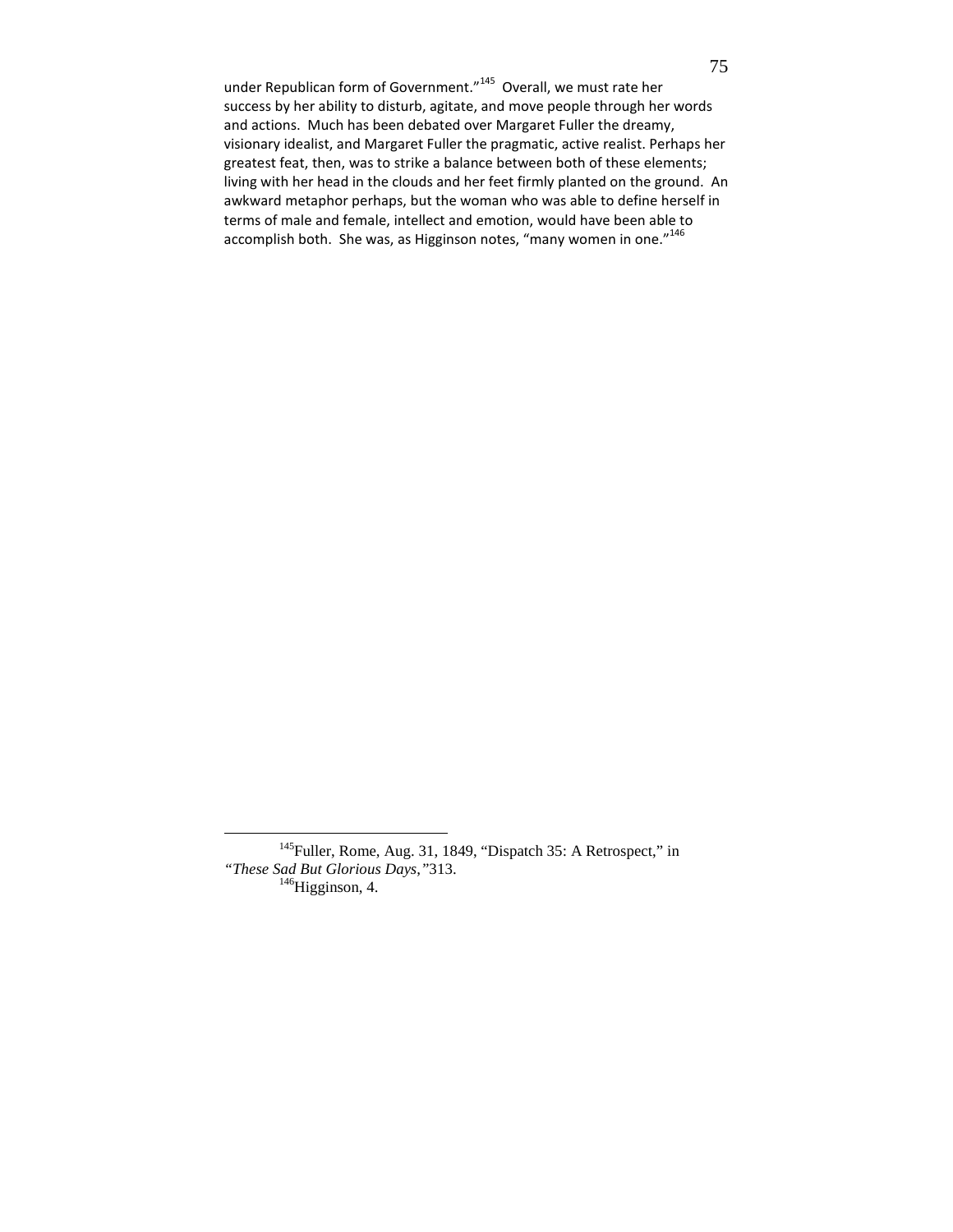under Republican form of Government."[145] Overall, we must rate her success by her ability to disturb, agitate, and move people through her words and actions. Much has been debated over Margaret Fuller the dreamy, visionary idealist, and Margaret Fuller the pragmatic, active realist. Perhaps her greatest feat, then, was to strike a balance between both of these elements; living with her head in the clouds and her feet firmly planted on the ground. An awkward metaphor perhaps, but the woman who was able to define herself in terms of male and female, intellect and emotion, would have been able to accomplish both. She was, as Higginson notes, "many women in one."[146]

---

[145]Fuller, Rome, Aug. 31, 1849, "Dispatch 35: A Retrospect," in *"These Sad But Glorious Days,"*313.

[146]Higginson, 4.